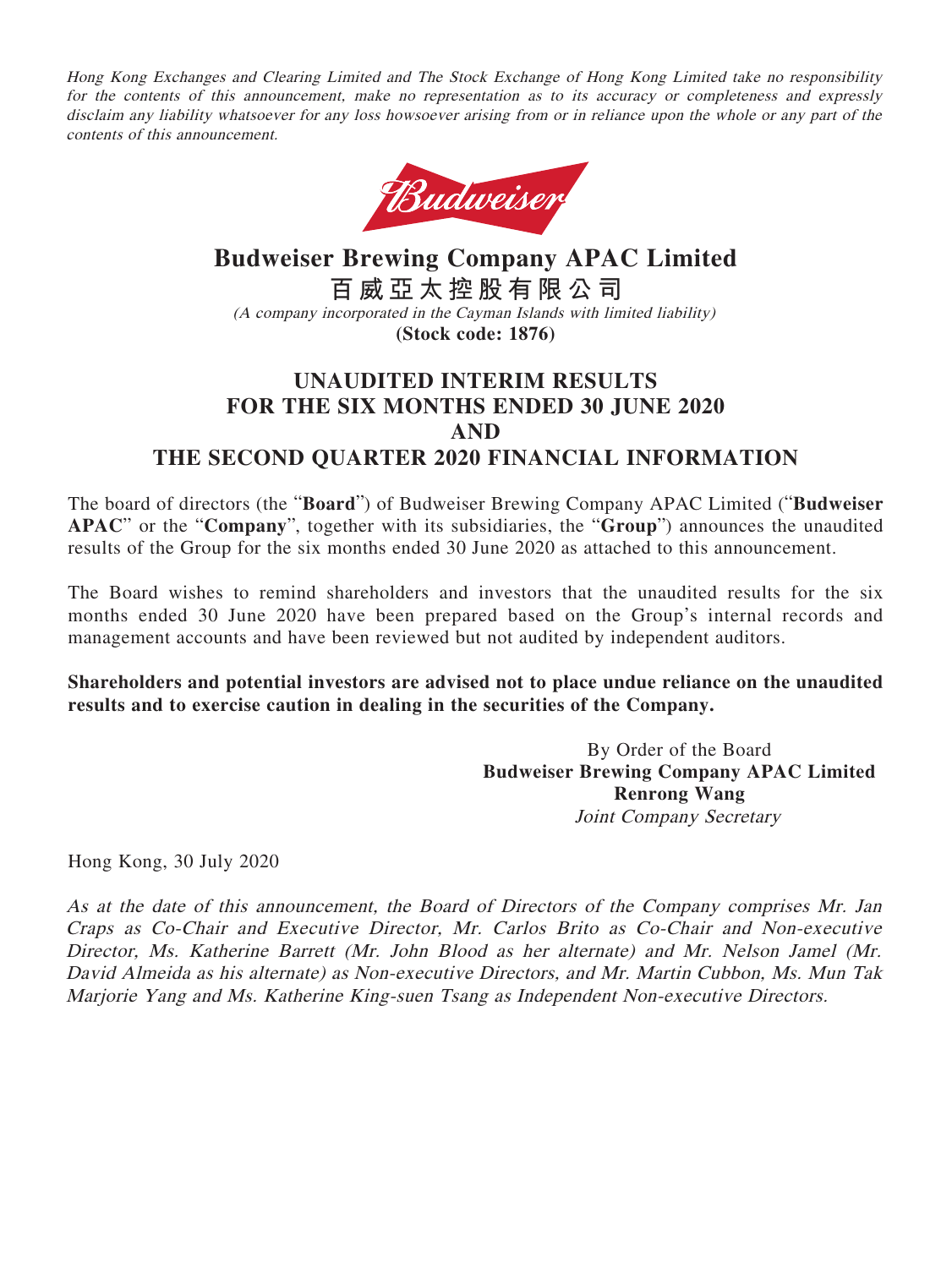*Hong Kong Exchanges and Clearing Limited and The Stock Exchange of Hong Kong Limited take no responsibility for the contents of this announcement, make no representation as to its accuracy or completeness and expressly disclaim any liability whatsoever for any loss howsoever arising from or in reliance upon the whole or any part of the contents of this announcement.*

# Budweiser Brewing Company APAC Limited

# 百威亞太控股有限公司

*(A company incorporated in the Cayman Islands with limited liability)*

**(Stock code: 1876)**

## UNAUDITED INTERIM RESULTS FOR THE SIX MONTHS ENDED 30 JUNE 2020 AND THE SECOND QUARTER 2020 FINANCIAL INFORMATION

The board of directors (the "**Board**") of Budweiser Brewing Company APAC Limited ("**Budweiser APAC**" or the "**Company**", together with its subsidiaries, the "**Group**") announces the unaudited results of the Group for the six months ended 30 June 2020 as attached to this announcement.

The Board wishes to remind shareholders and investors that the unaudited results for the six months ended 30 June 2020 have been prepared based on the Group's internal records and management accounts and have been reviewed but not audited by independent auditors.

**Shareholders and potential investors are advised not to place undue reliance on the unaudited results and to exercise caution in dealing in the securities of the Company.**

By Order of the Board
**Budweiser Brewing Company APAC Limited**
**Renrong Wang**
*Joint Company Secretary*

Hong Kong, 30 July 2020

*As at the date of this announcement, the Board of Directors of the Company comprises Mr. Jan Craps as Co-Chair and Executive Director, Mr. Carlos Brito as Co-Chair and Non-executive Director, Ms. Katherine Barrett (Mr. John Blood as her alternate) and Mr. Nelson Jamel (Mr. David Almeida as his alternate) as Non-executive Directors, and Mr. Martin Cubbon, Ms. Mun Tak Marjorie Yang and Ms. Katherine King-suen Tsang as Independent Non-executive Directors.*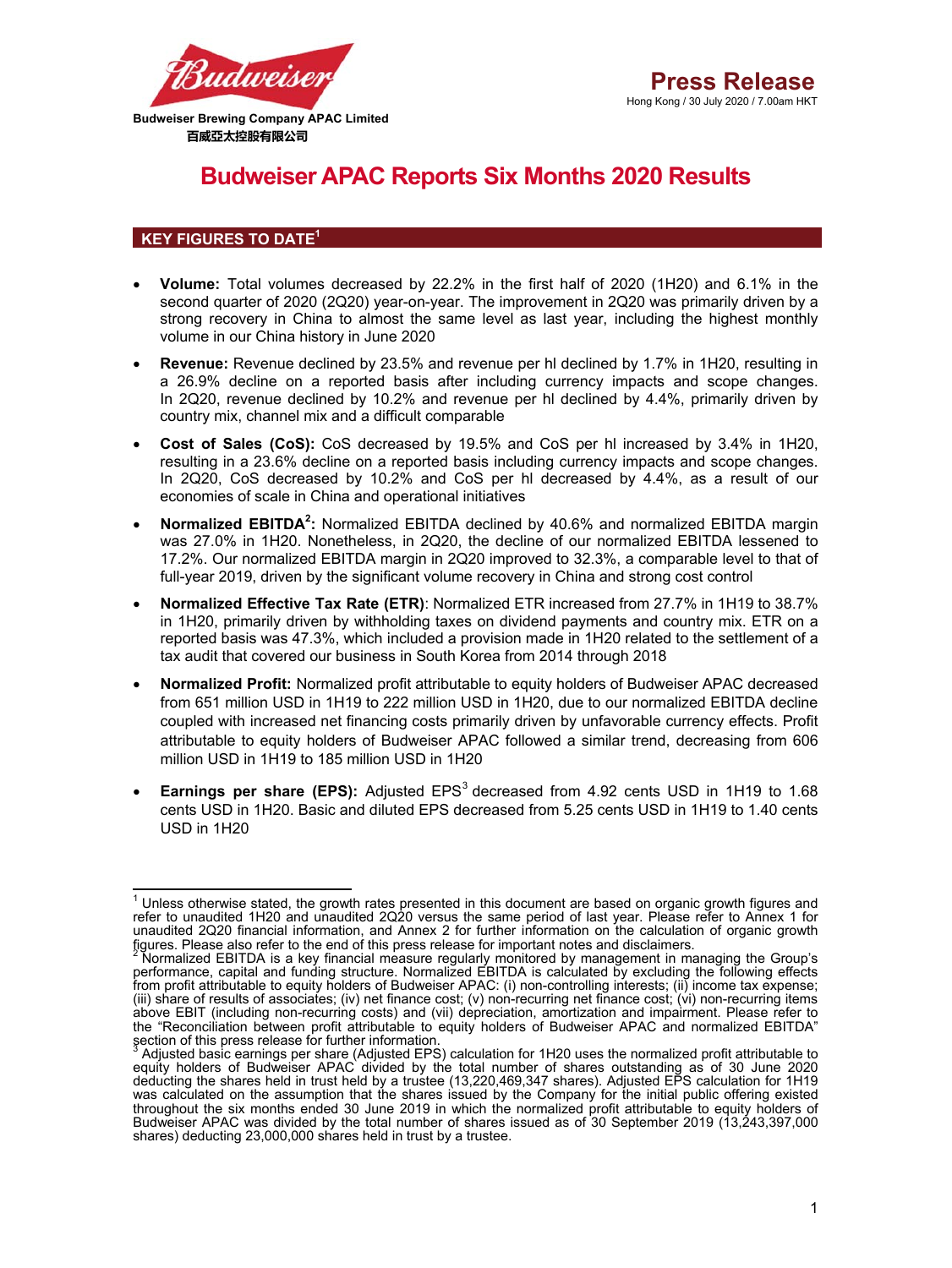Budweiser Brewing Company APAC Limited

百威亞太控股有限公司

**Press Release**

Hong Kong / 30 July 2020 / 7.00am HKT

# Budweiser APAC Reports Six Months 2020 Results

## KEY FIGURES TO DATE[1]

- **Volume:** Total volumes decreased by 22.2% in the first half of 2020 (1H20) and 6.1% in the second quarter of 2020 (2Q20) year-on-year. The improvement in 2Q20 was primarily driven by a strong recovery in China to almost the same level as last year, including the highest monthly volume in our China history in June 2020
- **Revenue:** Revenue declined by 23.5% and revenue per hl declined by 1.7% in 1H20, resulting in a 26.9% decline on a reported basis after including currency impacts and scope changes. In 2Q20, revenue declined by 10.2% and revenue per hl declined by 4.4%, primarily driven by country mix, channel mix and a difficult comparable
- **Cost of Sales (CoS):** CoS decreased by 19.5% and CoS per hl increased by 3.4% in 1H20, resulting in a 23.6% decline on a reported basis including currency impacts and scope changes. In 2Q20, CoS decreased by 10.2% and CoS per hl decreased by 4.4%, as a result of our economies of scale in China and operational initiatives
- **Normalized EBITDA[2]:** Normalized EBITDA declined by 40.6% and normalized EBITDA margin was 27.0% in 1H20. Nonetheless, in 2Q20, the decline of our normalized EBITDA lessened to 17.2%. Our normalized EBITDA margin in 2Q20 improved to 32.3%, a comparable level to that of full-year 2019, driven by the significant volume recovery in China and strong cost control
- **Normalized Effective Tax Rate (ETR)**: Normalized ETR increased from 27.7% in 1H19 to 38.7% in 1H20, primarily driven by withholding taxes on dividend payments and country mix. ETR on a reported basis was 47.3%, which included a provision made in 1H20 related to the settlement of a tax audit that covered our business in South Korea from 2014 through 2018
- **Normalized Profit:** Normalized profit attributable to equity holders of Budweiser APAC decreased from 651 million USD in 1H19 to 222 million USD in 1H20, due to our normalized EBITDA decline coupled with increased net financing costs primarily driven by unfavorable currency effects. Profit attributable to equity holders of Budweiser APAC followed a similar trend, decreasing from 606 million USD in 1H19 to 185 million USD in 1H20
- **Earnings per share (EPS):** Adjusted EPS[3] decreased from 4.92 cents USD in 1H19 to 1.68 cents USD in 1H20. Basic and diluted EPS decreased from 5.25 cents USD in 1H19 to 1.40 cents USD in 1H20

---

[1] Unless otherwise stated, the growth rates presented in this document are based on organic growth figures and refer to unaudited 1H20 and unaudited 2Q20 versus the same period of last year. Please refer to Annex 1 for unaudited 2Q20 financial information, and Annex 2 for further information on the calculation of organic growth figures. Please also refer to the end of this press release for important notes and disclaimers.

[2] Normalized EBITDA is a key financial measure regularly monitored by management in managing the Group's performance, capital and funding structure. Normalized EBITDA is calculated by excluding the following effects from profit attributable to equity holders of Budweiser APAC: (i) non-controlling interests; (ii) income tax expense; (iii) share of results of associates; (iv) net finance cost; (v) non-recurring net finance cost; (vi) non-recurring items above EBIT (including non-recurring costs) and (vii) depreciation, amortization and impairment. Please refer to the "Reconciliation between profit attributable to equity holders of Budweiser APAC and normalized EBITDA" section of this press release for further information.

[3] Adjusted basic earnings per share (Adjusted EPS) calculation for 1H20 uses the normalized profit attributable to equity holders of Budweiser APAC divided by the total number of shares outstanding as of 30 June 2020 deducting the shares held in trust held by a trustee (13,220,469,347 shares). Adjusted EPS calculation for 1H19 was calculated on the assumption that the shares issued by the Company for the initial public offering existed throughout the six months ended 30 June 2019 in which the normalized profit attributable to equity holders of Budweiser APAC was divided by the total number of shares issued as of 30 September 2019 (13,243,397,000 shares) deducting 23,000,000 shares held in trust by a trustee.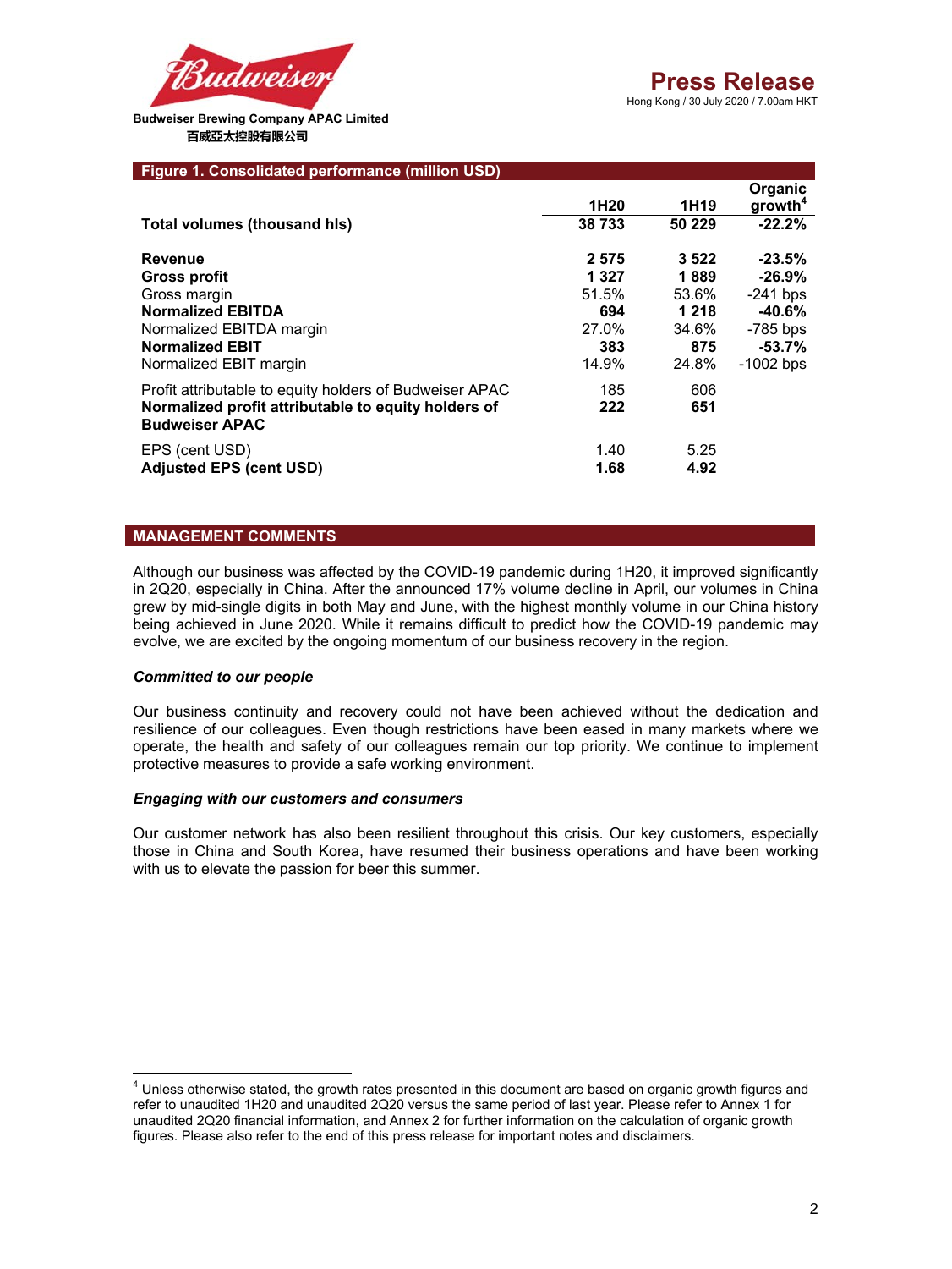**Budweiser Brewing Company APAC Limited**
**百威亞太控股有限公司**

# Press Release

Hong Kong / 30 July 2020 / 7.00am HKT

**Figure 1. Consolidated performance (million USD)**

| | 1H20 | 1H19 | Organic growth[4] |
|---|---|---|---|
| **Total volumes (thousand hls)** | **38 733** | **50 229** | **-22.2%** |
| **Revenue** | **2 575** | **3 522** | **-23.5%** |
| **Gross profit** | **1 327** | **1 889** | **-26.9%** |
| Gross margin | 51.5% | 53.6% | -241 bps |
| **Normalized EBITDA** | **694** | **1 218** | **-40.6%** |
| Normalized EBITDA margin | 27.0% | 34.6% | -785 bps |
| **Normalized EBIT** | **383** | **875** | **-53.7%** |
| Normalized EBIT margin | 14.9% | 24.8% | -1002 bps |
| Profit attributable to equity holders of Budweiser APAC | 185 | 606 | |
| **Normalized profit attributable to equity holders of Budweiser APAC** | **222** | **651** | |
| EPS (cent USD) | 1.40 | 5.25 | |
| **Adjusted EPS (cent USD)** | **1.68** | **4.92** | |

## MANAGEMENT COMMENTS

Although our business was affected by the COVID-19 pandemic during 1H20, it improved significantly in 2Q20, especially in China. After the announced 17% volume decline in April, our volumes in China grew by mid-single digits in both May and June, with the highest monthly volume in our China history being achieved in June 2020. While it remains difficult to predict how the COVID-19 pandemic may evolve, we are excited by the ongoing momentum of our business recovery in the region.

### *Committed to our people*

Our business continuity and recovery could not have been achieved without the dedication and resilience of our colleagues. Even though restrictions have been eased in many markets where we operate, the health and safety of our colleagues remain our top priority. We continue to implement protective measures to provide a safe working environment.

### *Engaging with our customers and consumers*

Our customer network has also been resilient throughout this crisis. Our key customers, especially those in China and South Korea, have resumed their business operations and have been working with us to elevate the passion for beer this summer.

[4] Unless otherwise stated, the growth rates presented in this document are based on organic growth figures and refer to unaudited 1H20 and unaudited 2Q20 versus the same period of last year. Please refer to Annex 1 for unaudited 2Q20 financial information, and Annex 2 for further information on the calculation of organic growth figures. Please also refer to the end of this press release for important notes and disclaimers.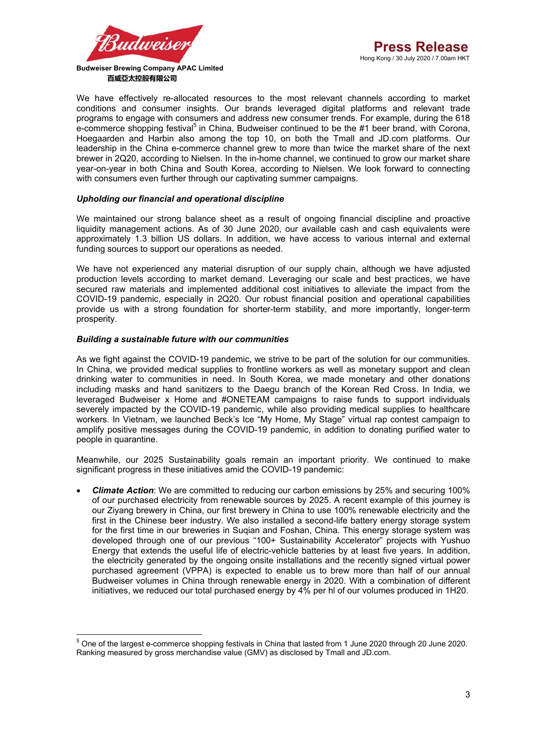We have effectively re-allocated resources to the most relevant channels according to market conditions and consumer insights. Our brands leveraged digital platforms and relevant trade programs to engage with consumers and address new consumer trends. For example, during the 618 e-commerce shopping festival[5] in China, Budweiser continued to be the #1 beer brand, with Corona, Hoegaarden and Harbin also among the top 10, on both the Tmall and JD.com platforms. Our leadership in the China e-commerce channel grew to more than twice the market share of the next brewer in 2Q20, according to Nielsen. In the in-home channel, we continued to grow our market share year-on-year in both China and South Korea, according to Nielsen. We look forward to connecting with consumers even further through our captivating summer campaigns.

***Upholding our financial and operational discipline***

We maintained our strong balance sheet as a result of ongoing financial discipline and proactive liquidity management actions. As of 30 June 2020, our available cash and cash equivalents were approximately 1.3 billion US dollars. In addition, we have access to various internal and external funding sources to support our operations as needed.

We have not experienced any material disruption of our supply chain, although we have adjusted production levels according to market demand. Leveraging our scale and best practices, we have secured raw materials and implemented additional cost initiatives to alleviate the impact from the COVID-19 pandemic, especially in 2Q20. Our robust financial position and operational capabilities provide us with a strong foundation for shorter-term stability, and more importantly, longer-term prosperity.

***Building a sustainable future with our communities***

As we fight against the COVID-19 pandemic, we strive to be part of the solution for our communities. In China, we provided medical supplies to frontline workers as well as monetary support and clean drinking water to communities in need. In South Korea, we made monetary and other donations including masks and hand sanitizers to the Daegu branch of the Korean Red Cross. In India, we leveraged Budweiser x Home and #ONETEAM campaigns to raise funds to support individuals severely impacted by the COVID-19 pandemic, while also providing medical supplies to healthcare workers. In Vietnam, we launched Beck's Ice "My Home, My Stage" virtual rap contest campaign to amplify positive messages during the COVID-19 pandemic, in addition to donating purified water to people in quarantine.

Meanwhile, our 2025 Sustainability goals remain an important priority. We continued to make significant progress in these initiatives amid the COVID-19 pandemic:

- ***Climate Action***: We are committed to reducing our carbon emissions by 25% and securing 100% of our purchased electricity from renewable sources by 2025. A recent example of this journey is our Ziyang brewery in China, our first brewery in China to use 100% renewable electricity and the first in the Chinese beer industry. We also installed a second-life battery energy storage system for the first time in our breweries in Suqian and Foshan, China. This energy storage system was developed through one of our previous "100+ Sustainability Accelerator" projects with Yushuo Energy that extends the useful life of electric-vehicle batteries by at least five years. In addition, the electricity generated by the ongoing onsite installations and the recently signed virtual power purchased agreement (VPPA) is expected to enable us to brew more than half of our annual Budweiser volumes in China through renewable energy in 2020. With a combination of different initiatives, we reduced our total purchased energy by 4% per hl of our volumes produced in 1H20.

[5] One of the largest e-commerce shopping festivals in China that lasted from 1 June 2020 through 20 June 2020. Ranking measured by gross merchandise value (GMV) as disclosed by Tmall and JD.com.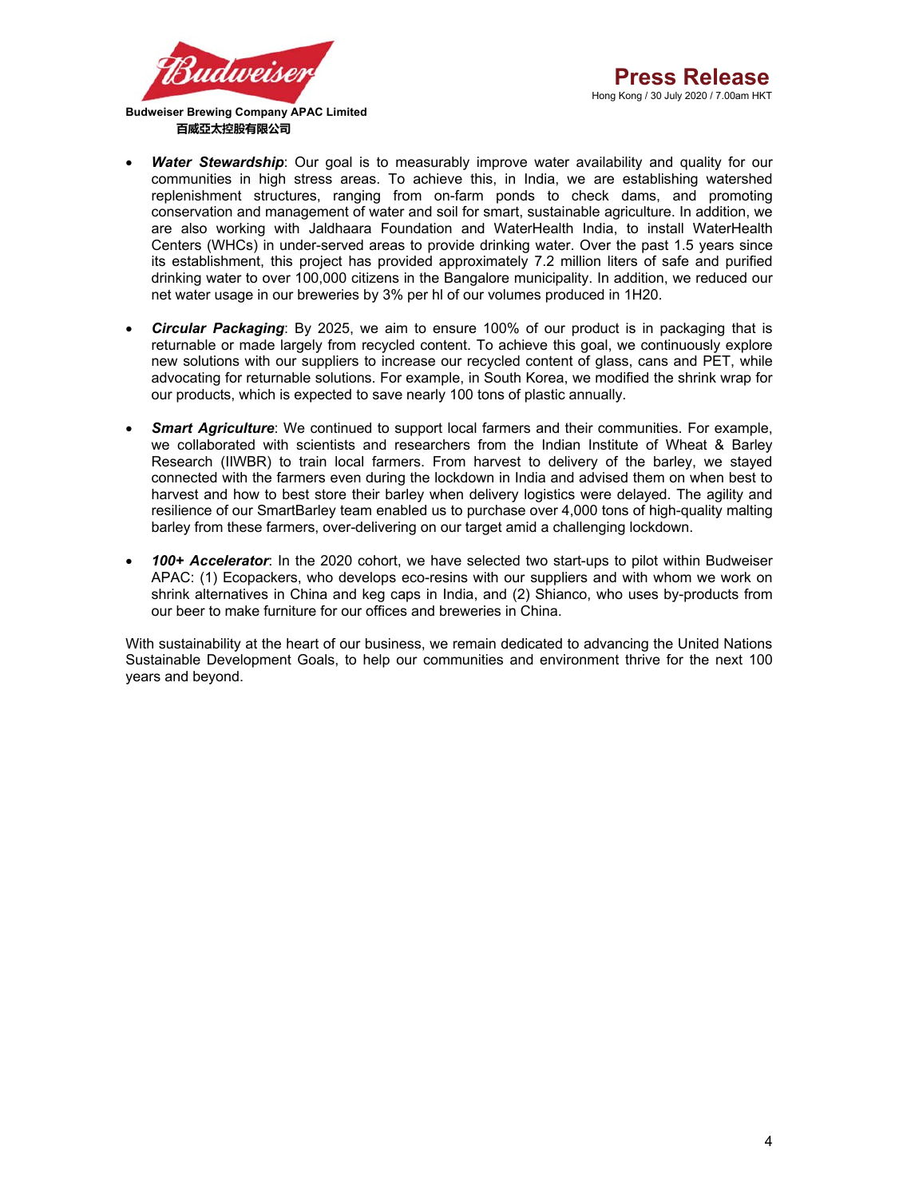- ***Water Stewardship***: Our goal is to measurably improve water availability and quality for our communities in high stress areas. To achieve this, in India, we are establishing watershed replenishment structures, ranging from on-farm ponds to check dams, and promoting conservation and management of water and soil for smart, sustainable agriculture. In addition, we are also working with Jaldhaara Foundation and WaterHealth India, to install WaterHealth Centers (WHCs) in under-served areas to provide drinking water. Over the past 1.5 years since its establishment, this project has provided approximately 7.2 million liters of safe and purified drinking water to over 100,000 citizens in the Bangalore municipality. In addition, we reduced our net water usage in our breweries by 3% per hl of our volumes produced in 1H20.

- ***Circular Packaging***: By 2025, we aim to ensure 100% of our product is in packaging that is returnable or made largely from recycled content. To achieve this goal, we continuously explore new solutions with our suppliers to increase our recycled content of glass, cans and PET, while advocating for returnable solutions. For example, in South Korea, we modified the shrink wrap for our products, which is expected to save nearly 100 tons of plastic annually.

- ***Smart Agriculture***: We continued to support local farmers and their communities. For example, we collaborated with scientists and researchers from the Indian Institute of Wheat & Barley Research (IIWBR) to train local farmers. From harvest to delivery of the barley, we stayed connected with the farmers even during the lockdown in India and advised them on when best to harvest and how to best store their barley when delivery logistics were delayed. The agility and resilience of our SmartBarley team enabled us to purchase over 4,000 tons of high-quality malting barley from these farmers, over-delivering on our target amid a challenging lockdown.

- ***100+ Accelerator***: In the 2020 cohort, we have selected two start-ups to pilot within Budweiser APAC: (1) Ecopackers, who develops eco-resins with our suppliers and with whom we work on shrink alternatives in China and keg caps in India, and (2) Shianco, who uses by-products from our beer to make furniture for our offices and breweries in China.

With sustainability at the heart of our business, we remain dedicated to advancing the United Nations Sustainable Development Goals, to help our communities and environment thrive for the next 100 years and beyond.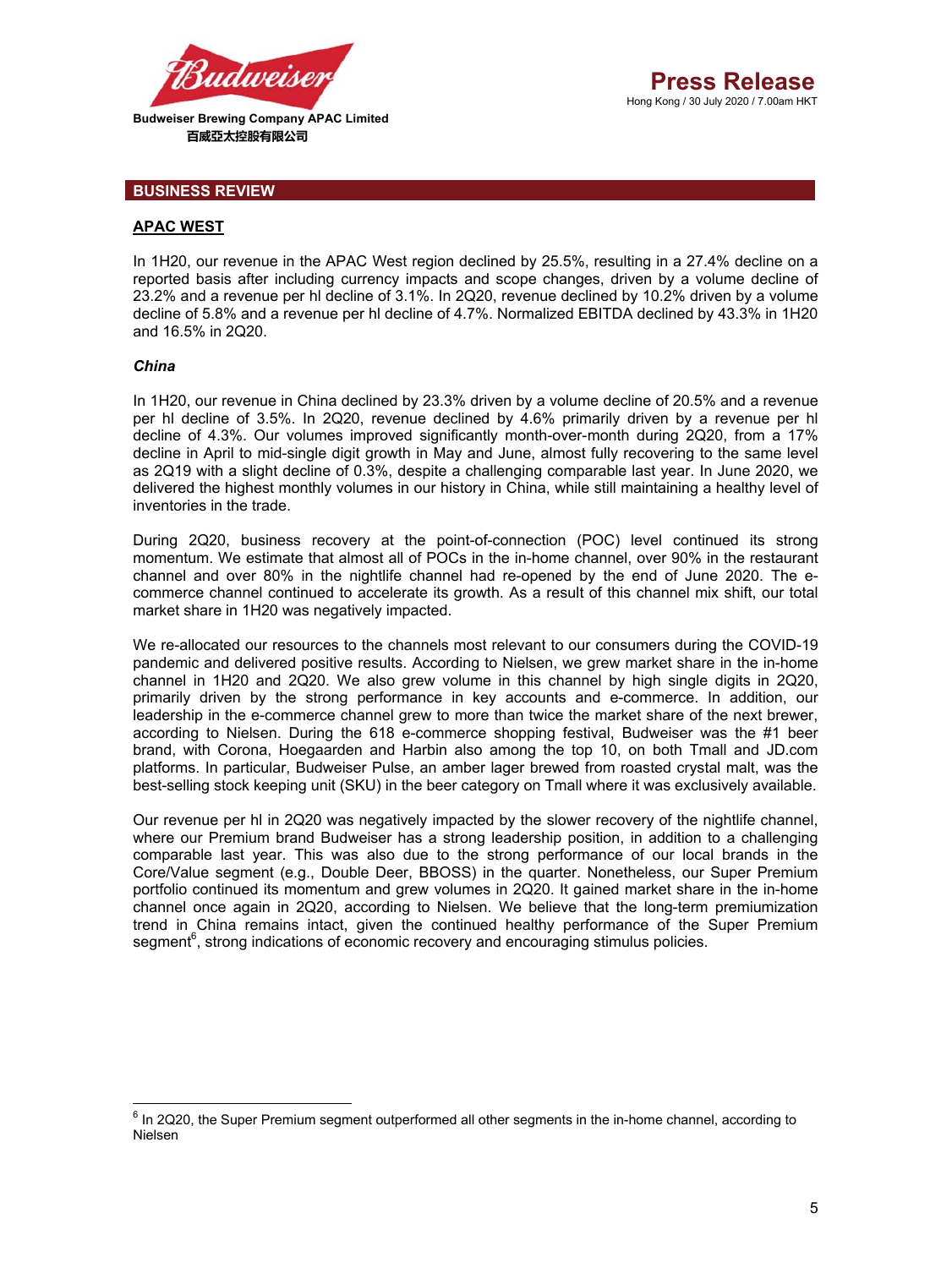## BUSINESS REVIEW

### APAC WEST

In 1H20, our revenue in the APAC West region declined by 25.5%, resulting in a 27.4% decline on a reported basis after including currency impacts and scope changes, driven by a volume decline of 23.2% and a revenue per hl decline of 3.1%. In 2Q20, revenue declined by 10.2% driven by a volume decline of 5.8% and a revenue per hl decline of 4.7%. Normalized EBITDA declined by 43.3% in 1H20 and 16.5% in 2Q20.

#### *China*

In 1H20, our revenue in China declined by 23.3% driven by a volume decline of 20.5% and a revenue per hl decline of 3.5%. In 2Q20, revenue declined by 4.6% primarily driven by a revenue per hl decline of 4.3%. Our volumes improved significantly month-over-month during 2Q20, from a 17% decline in April to mid-single digit growth in May and June, almost fully recovering to the same level as 2Q19 with a slight decline of 0.3%, despite a challenging comparable last year. In June 2020, we delivered the highest monthly volumes in our history in China, while still maintaining a healthy level of inventories in the trade.

During 2Q20, business recovery at the point-of-connection (POC) level continued its strong momentum. We estimate that almost all of POCs in the in-home channel, over 90% in the restaurant channel and over 80% in the nightlife channel had re-opened by the end of June 2020. The e-commerce channel continued to accelerate its growth. As a result of this channel mix shift, our total market share in 1H20 was negatively impacted.

We re-allocated our resources to the channels most relevant to our consumers during the COVID-19 pandemic and delivered positive results. According to Nielsen, we grew market share in the in-home channel in 1H20 and 2Q20. We also grew volume in this channel by high single digits in 2Q20, primarily driven by the strong performance in key accounts and e-commerce. In addition, our leadership in the e-commerce channel grew to more than twice the market share of the next brewer, according to Nielsen. During the 618 e-commerce shopping festival, Budweiser was the #1 beer brand, with Corona, Hoegaarden and Harbin also among the top 10, on both Tmall and JD.com platforms. In particular, Budweiser Pulse, an amber lager brewed from roasted crystal malt, was the best-selling stock keeping unit (SKU) in the beer category on Tmall where it was exclusively available.

Our revenue per hl in 2Q20 was negatively impacted by the slower recovery of the nightlife channel, where our Premium brand Budweiser has a strong leadership position, in addition to a challenging comparable last year. This was also due to the strong performance of our local brands in the Core/Value segment (e.g., Double Deer, BBOSS) in the quarter. Nonetheless, our Super Premium portfolio continued its momentum and grew volumes in 2Q20. It gained market share in the in-home channel once again in 2Q20, according to Nielsen. We believe that the long-term premiumization trend in China remains intact, given the continued healthy performance of the Super Premium segment[6], strong indications of economic recovery and encouraging stimulus policies.

[6] In 2Q20, the Super Premium segment outperformed all other segments in the in-home channel, according to Nielsen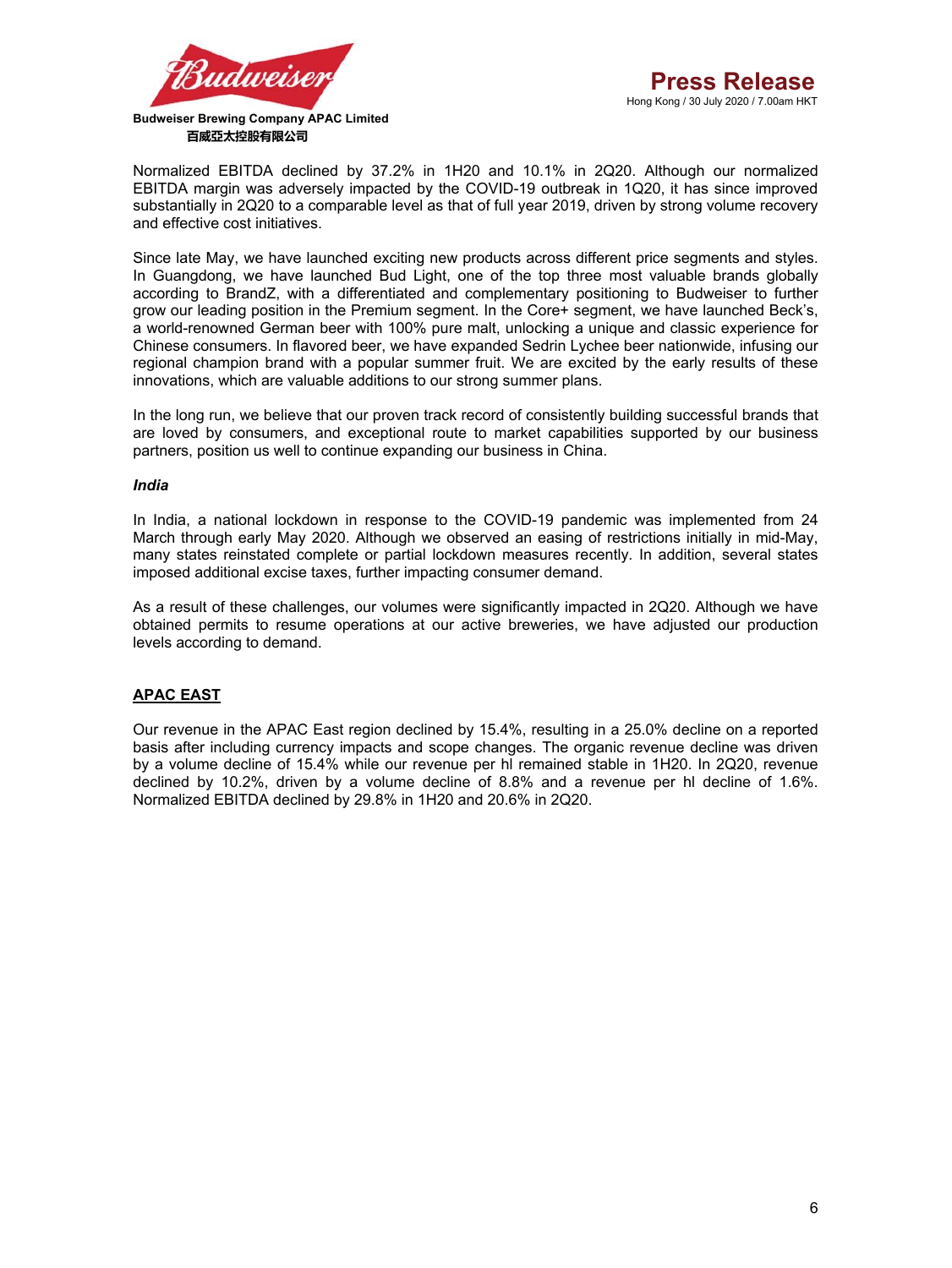Normalized EBITDA declined by 37.2% in 1H20 and 10.1% in 2Q20. Although our normalized EBITDA margin was adversely impacted by the COVID-19 outbreak in 1Q20, it has since improved substantially in 2Q20 to a comparable level as that of full year 2019, driven by strong volume recovery and effective cost initiatives.

Since late May, we have launched exciting new products across different price segments and styles. In Guangdong, we have launched Bud Light, one of the top three most valuable brands globally according to BrandZ, with a differentiated and complementary positioning to Budweiser to further grow our leading position in the Premium segment. In the Core+ segment, we have launched Beck's, a world-renowned German beer with 100% pure malt, unlocking a unique and classic experience for Chinese consumers. In flavored beer, we have expanded Sedrin Lychee beer nationwide, infusing our regional champion brand with a popular summer fruit. We are excited by the early results of these innovations, which are valuable additions to our strong summer plans.

In the long run, we believe that our proven track record of consistently building successful brands that are loved by consumers, and exceptional route to market capabilities supported by our business partners, position us well to continue expanding our business in China.

***India***

In India, a national lockdown in response to the COVID-19 pandemic was implemented from 24 March through early May 2020. Although we observed an easing of restrictions initially in mid-May, many states reinstated complete or partial lockdown measures recently. In addition, several states imposed additional excise taxes, further impacting consumer demand.

As a result of these challenges, our volumes were significantly impacted in 2Q20. Although we have obtained permits to resume operations at our active breweries, we have adjusted our production levels according to demand.

## APAC EAST

Our revenue in the APAC East region declined by 15.4%, resulting in a 25.0% decline on a reported basis after including currency impacts and scope changes. The organic revenue decline was driven by a volume decline of 15.4% while our revenue per hl remained stable in 1H20. In 2Q20, revenue declined by 10.2%, driven by a volume decline of 8.8% and a revenue per hl decline of 1.6%. Normalized EBITDA declined by 29.8% in 1H20 and 20.6% in 2Q20.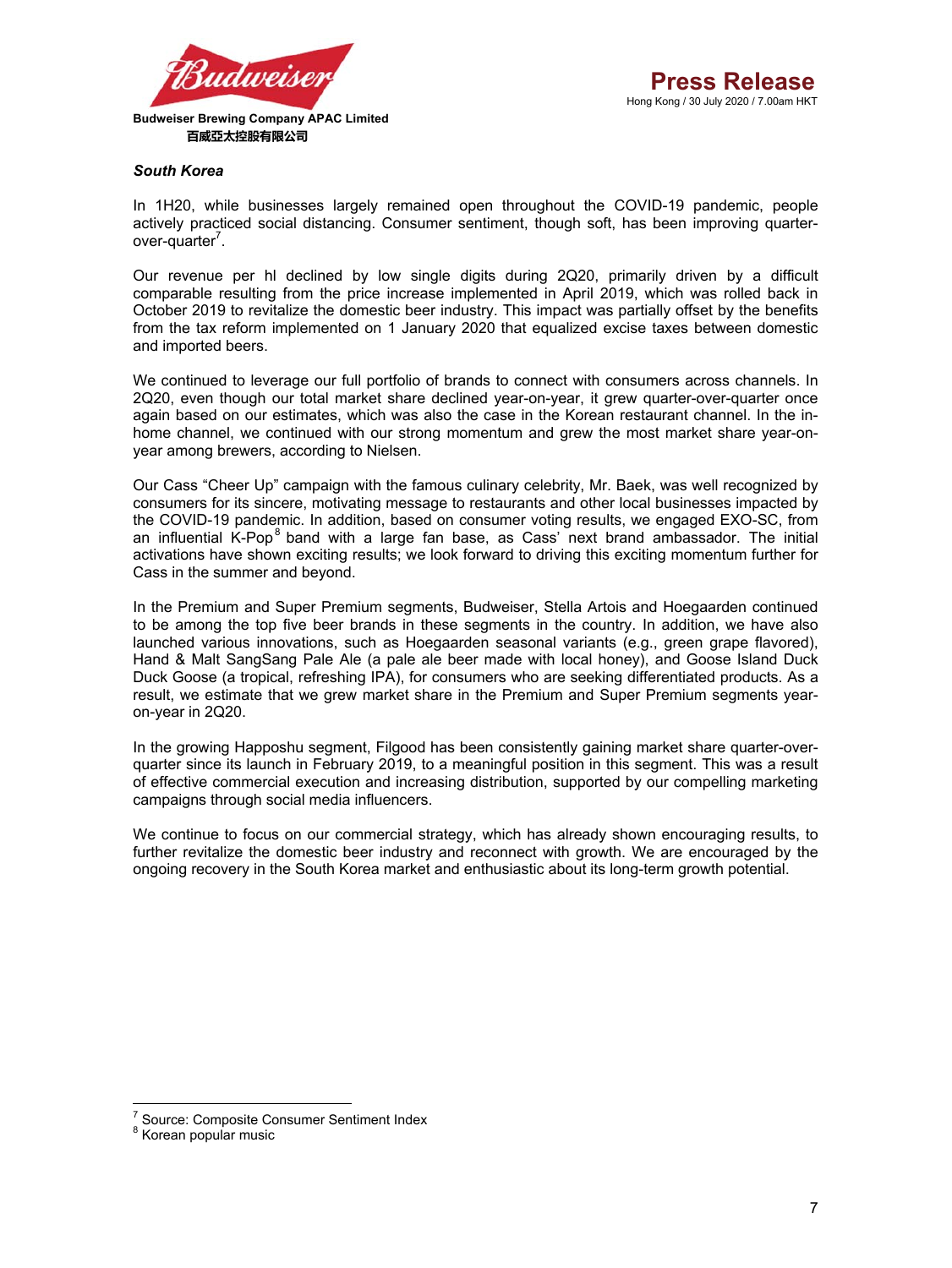*South Korea*

In 1H20, while businesses largely remained open throughout the COVID-19 pandemic, people actively practiced social distancing. Consumer sentiment, though soft, has been improving quarter-over-quarter[7].

Our revenue per hl declined by low single digits during 2Q20, primarily driven by a difficult comparable resulting from the price increase implemented in April 2019, which was rolled back in October 2019 to revitalize the domestic beer industry. This impact was partially offset by the benefits from the tax reform implemented on 1 January 2020 that equalized excise taxes between domestic and imported beers.

We continued to leverage our full portfolio of brands to connect with consumers across channels. In 2Q20, even though our total market share declined year-on-year, it grew quarter-over-quarter once again based on our estimates, which was also the case in the Korean restaurant channel. In the in-home channel, we continued with our strong momentum and grew the most market share year-on-year among brewers, according to Nielsen.

Our Cass "Cheer Up" campaign with the famous culinary celebrity, Mr. Baek, was well recognized by consumers for its sincere, motivating message to restaurants and other local businesses impacted by the COVID-19 pandemic. In addition, based on consumer voting results, we engaged EXO-SC, from an influential K-Pop[8] band with a large fan base, as Cass' next brand ambassador. The initial activations have shown exciting results; we look forward to driving this exciting momentum further for Cass in the summer and beyond.

In the Premium and Super Premium segments, Budweiser, Stella Artois and Hoegaarden continued to be among the top five beer brands in these segments in the country. In addition, we have also launched various innovations, such as Hoegaarden seasonal variants (e.g., green grape flavored), Hand & Malt SangSang Pale Ale (a pale ale beer made with local honey), and Goose Island Duck Duck Goose (a tropical, refreshing IPA), for consumers who are seeking differentiated products. As a result, we estimate that we grew market share in the Premium and Super Premium segments year-on-year in 2Q20.

In the growing Happoshu segment, Filgood has been consistently gaining market share quarter-over-quarter since its launch in February 2019, to a meaningful position in this segment. This was a result of effective commercial execution and increasing distribution, supported by our compelling marketing campaigns through social media influencers.

We continue to focus on our commercial strategy, which has already shown encouraging results, to further revitalize the domestic beer industry and reconnect with growth. We are encouraged by the ongoing recovery in the South Korea market and enthusiastic about its long-term growth potential.

[7] Source: Composite Consumer Sentiment Index

[8] Korean popular music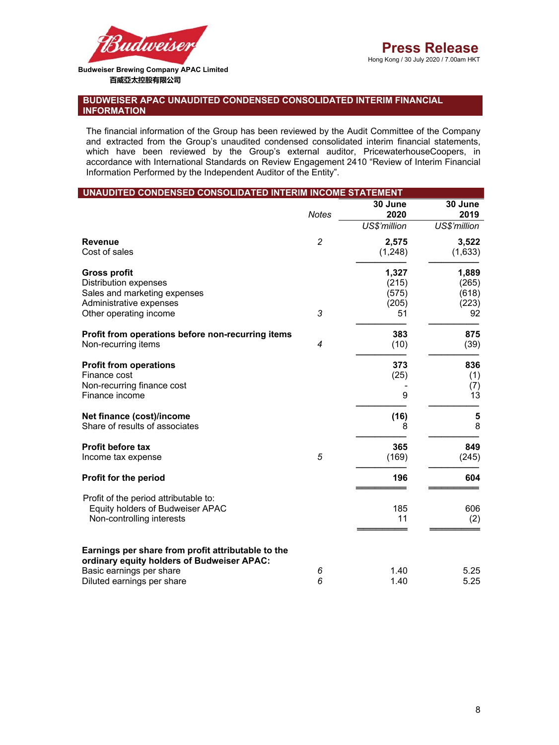Budweiser Brewing Company APAC Limited
百威亞太控股有限公司

# Press Release

Hong Kong / 30 July 2020 / 7.00am HKT

## BUDWEISER APAC UNAUDITED CONDENSED CONSOLIDATED INTERIM FINANCIAL INFORMATION

The financial information of the Group has been reviewed by the Audit Committee of the Company and extracted from the Group's unaudited condensed consolidated interim financial statements, which have been reviewed by the Group's external auditor, PricewaterhouseCoopers, in accordance with International Standards on Review Engagement 2410 "Review of Interim Financial Information Performed by the Independent Auditor of the Entity".

## UNAUDITED CONDENSED CONSOLIDATED INTERIM INCOME STATEMENT

| | *Notes* | **30 June 2020** | **30 June 2019** |
|---|---|---|---|
| | | *US$'million* | *US$'million* |
| **Revenue** | *2* | **2,575** | **3,522** |
| Cost of sales | | (1,248) | (1,633) |
| **Gross profit** | | **1,327** | **1,889** |
| Distribution expenses | | (215) | (265) |
| Sales and marketing expenses | | (575) | (618) |
| Administrative expenses | | (205) | (223) |
| Other operating income | *3* | 51 | 92 |
| **Profit from operations before non-recurring items** | | **383** | **875** |
| Non-recurring items | *4* | (10) | (39) |
| **Profit from operations** | | **373** | **836** |
| Finance cost | | (25) | (1) |
| Non-recurring finance cost | | - | (7) |
| Finance income | | 9 | 13 |
| **Net finance (cost)/income** | | **(16)** | **5** |
| Share of results of associates | | 8 | 8 |
| **Profit before tax** | | **365** | **849** |
| Income tax expense | *5* | (169) | (245) |
| **Profit for the period** | | **196** | **604** |
| Profit of the period attributable to: | | | |
| Equity holders of Budweiser APAC | | 185 | 606 |
| Non-controlling interests | | 11 | (2) |
| **Earnings per share from profit attributable to the ordinary equity holders of Budweiser APAC:** | | | |
| Basic earnings per share | *6* | 1.40 | 5.25 |
| Diluted earnings per share | *6* | 1.40 | 5.25 |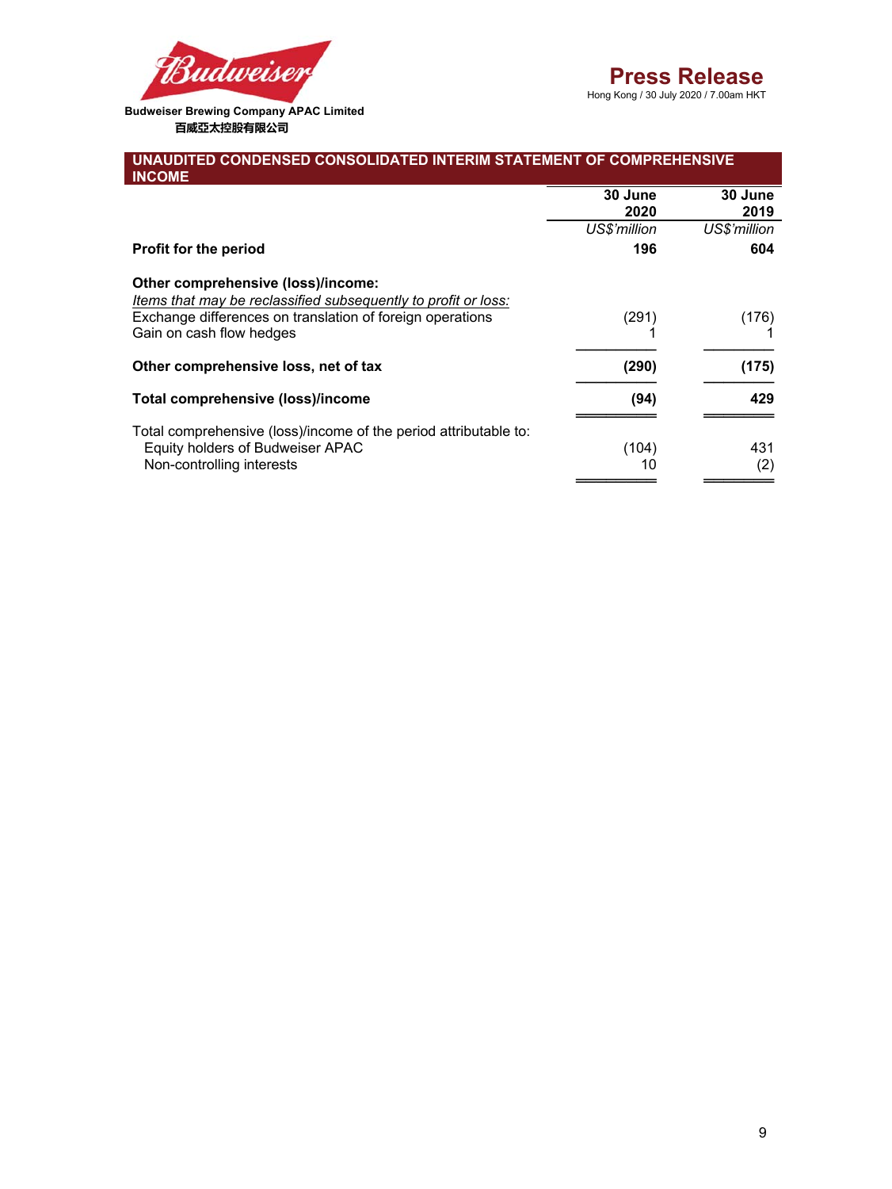Budweiser Brewing Company APAC Limited
百威亞太控股有限公司

# Press Release

Hong Kong / 30 July 2020 / 7.00am HKT

## UNAUDITED CONDENSED CONSOLIDATED INTERIM STATEMENT OF COMPREHENSIVE INCOME

| | 30 June 2020 | 30 June 2019 |
|---|---|---|
| | *US$'million* | *US$'million* |
| **Profit for the period** | **196** | **604** |
| | | |
| **Other comprehensive (loss)/income:** | | |
| *Items that may be reclassified subsequently to profit or loss:* | | |
| Exchange differences on translation of foreign operations | (291) | (176) |
| Gain on cash flow hedges | 1 | 1 |
| **Other comprehensive loss, net of tax** | **(290)** | **(175)** |
| **Total comprehensive (loss)/income** | **(94)** | **429** |
| | | |
| Total comprehensive (loss)/income of the period attributable to: | | |
| Equity holders of Budweiser APAC | (104) | 431 |
| Non-controlling interests | 10 | (2) |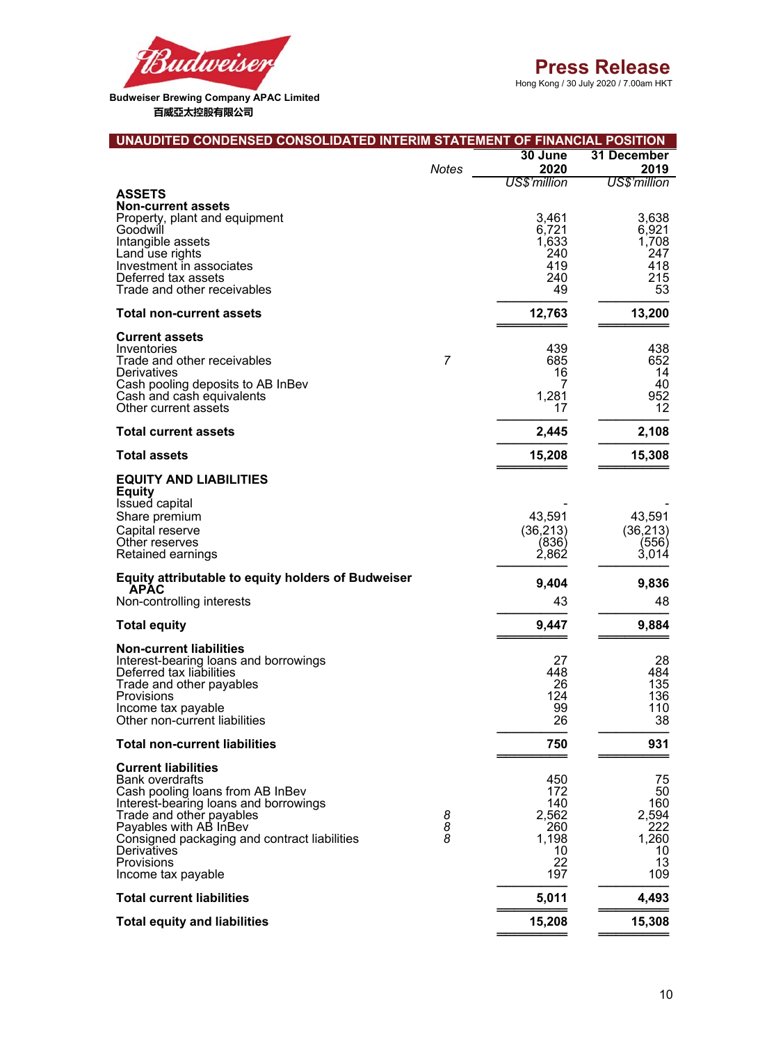**Budweiser Brewing Company APAC Limited**
**百威亞太控股有限公司**

# Press Release

Hong Kong / 30 July 2020 / 7.00am HKT

## UNAUDITED CONDENSED CONSOLIDATED INTERIM STATEMENT OF FINANCIAL POSITION

| | Notes | 30 June 2020 | 31 December 2019 |
|---|---|---|---|
| | | *US$'million* | *US$'million* |
| **ASSETS** | | | |
| **Non-current assets** | | | |
| Property, plant and equipment | | 3,461 | 3,638 |
| Goodwill | | 6,721 | 6,921 |
| Intangible assets | | 1,633 | 1,708 |
| Land use rights | | 240 | 247 |
| Investment in associates | | 419 | 418 |
| Deferred tax assets | | 240 | 215 |
| Trade and other receivables | | 49 | 53 |
| **Total non-current assets** | | **12,763** | **13,200** |
| **Current assets** | | | |
| Inventories | | 439 | 438 |
| Trade and other receivables | 7 | 685 | 652 |
| Derivatives | | 16 | 14 |
| Cash pooling deposits to AB InBev | | 7 | 40 |
| Cash and cash equivalents | | 1,281 | 952 |
| Other current assets | | 17 | 12 |
| **Total current assets** | | **2,445** | **2,108** |
| **Total assets** | | **15,208** | **15,308** |
| **EQUITY AND LIABILITIES** | | | |
| **Equity** | | | |
| Issued capital | | - | - |
| Share premium | | 43,591 | 43,591 |
| Capital reserve | | (36,213) | (36,213) |
| Other reserves | | (836) | (556) |
| Retained earnings | | 2,862 | 3,014 |
| **Equity attributable to equity holders of Budweiser APAC** | | **9,404** | **9,836** |
| Non-controlling interests | | 43 | 48 |
| **Total equity** | | **9,447** | **9,884** |
| **Non-current liabilities** | | | |
| Interest-bearing loans and borrowings | | 27 | 28 |
| Deferred tax liabilities | | 448 | 484 |
| Trade and other payables | | 26 | 135 |
| Provisions | | 124 | 136 |
| Income tax payable | | 99 | 110 |
| Other non-current liabilities | | 26 | 38 |
| **Total non-current liabilities** | | **750** | **931** |
| **Current liabilities** | | | |
| Bank overdrafts | | 450 | 75 |
| Cash pooling loans from AB InBev | | 172 | 50 |
| Interest-bearing loans and borrowings | | 140 | 160 |
| Trade and other payables | 8 | 2,562 | 2,594 |
| Payables with AB InBev | 8 | 260 | 222 |
| Consigned packaging and contract liabilities | 8 | 1,198 | 1,260 |
| Derivatives | | 10 | 10 |
| Provisions | | 22 | 13 |
| Income tax payable | | 197 | 109 |
| **Total current liabilities** | | **5,011** | **4,493** |
| **Total equity and liabilities** | | **15,208** | **15,308** |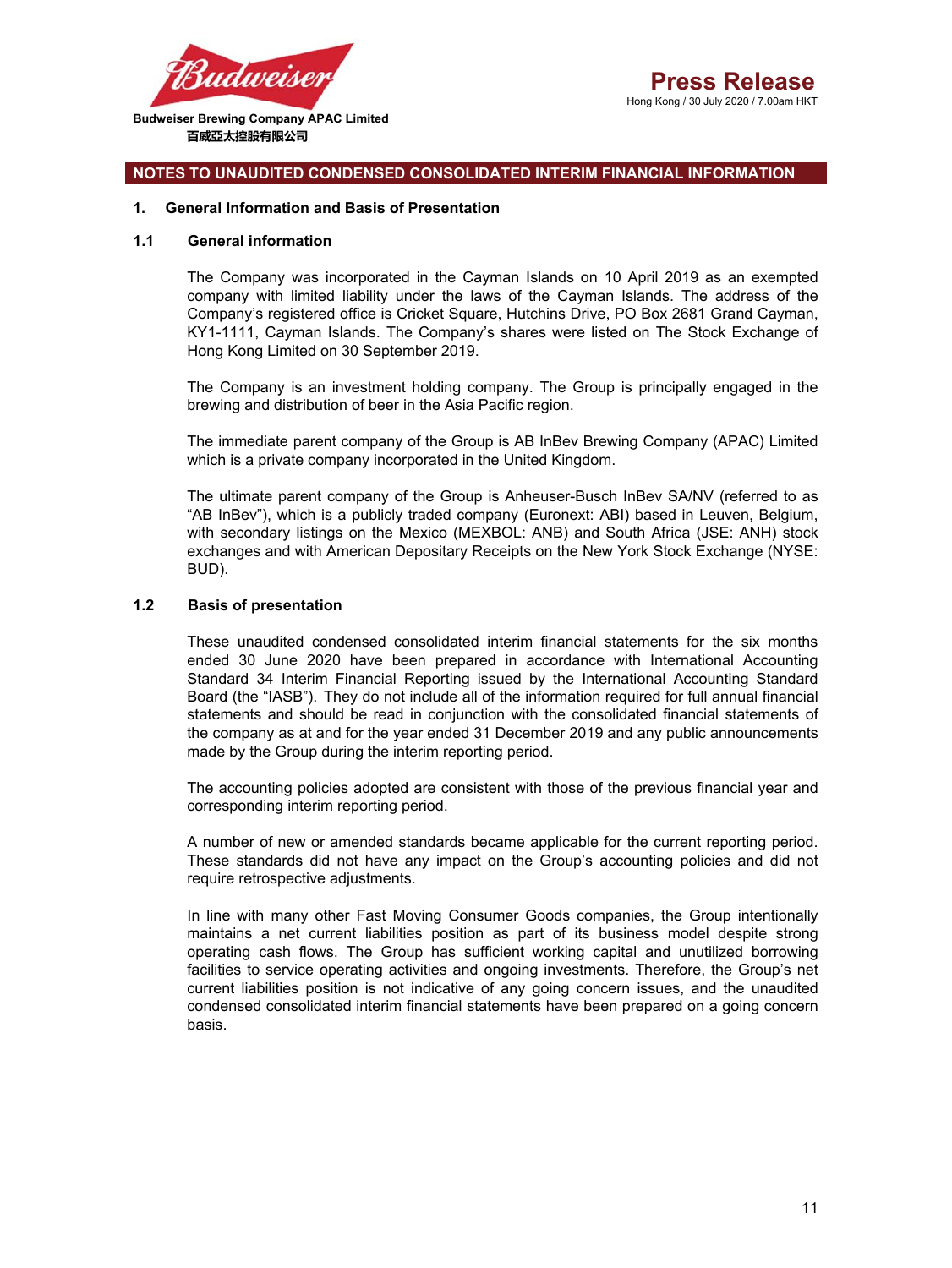## NOTES TO UNAUDITED CONDENSED CONSOLIDATED INTERIM FINANCIAL INFORMATION

### 1. General Information and Basis of Presentation

#### 1.1 General information

The Company was incorporated in the Cayman Islands on 10 April 2019 as an exempted company with limited liability under the laws of the Cayman Islands. The address of the Company's registered office is Cricket Square, Hutchins Drive, PO Box 2681 Grand Cayman, KY1-1111, Cayman Islands. The Company's shares were listed on The Stock Exchange of Hong Kong Limited on 30 September 2019.

The Company is an investment holding company. The Group is principally engaged in the brewing and distribution of beer in the Asia Pacific region.

The immediate parent company of the Group is AB InBev Brewing Company (APAC) Limited which is a private company incorporated in the United Kingdom.

The ultimate parent company of the Group is Anheuser-Busch InBev SA/NV (referred to as "AB InBev"), which is a publicly traded company (Euronext: ABI) based in Leuven, Belgium, with secondary listings on the Mexico (MEXBOL: ANB) and South Africa (JSE: ANH) stock exchanges and with American Depositary Receipts on the New York Stock Exchange (NYSE: BUD).

#### 1.2 Basis of presentation

These unaudited condensed consolidated interim financial statements for the six months ended 30 June 2020 have been prepared in accordance with International Accounting Standard 34 Interim Financial Reporting issued by the International Accounting Standard Board (the "IASB"). They do not include all of the information required for full annual financial statements and should be read in conjunction with the consolidated financial statements of the company as at and for the year ended 31 December 2019 and any public announcements made by the Group during the interim reporting period.

The accounting policies adopted are consistent with those of the previous financial year and corresponding interim reporting period.

A number of new or amended standards became applicable for the current reporting period. These standards did not have any impact on the Group's accounting policies and did not require retrospective adjustments.

In line with many other Fast Moving Consumer Goods companies, the Group intentionally maintains a net current liabilities position as part of its business model despite strong operating cash flows. The Group has sufficient working capital and unutilized borrowing facilities to service operating activities and ongoing investments. Therefore, the Group's net current liabilities position is not indicative of any going concern issues, and the unaudited condensed consolidated interim financial statements have been prepared on a going concern basis.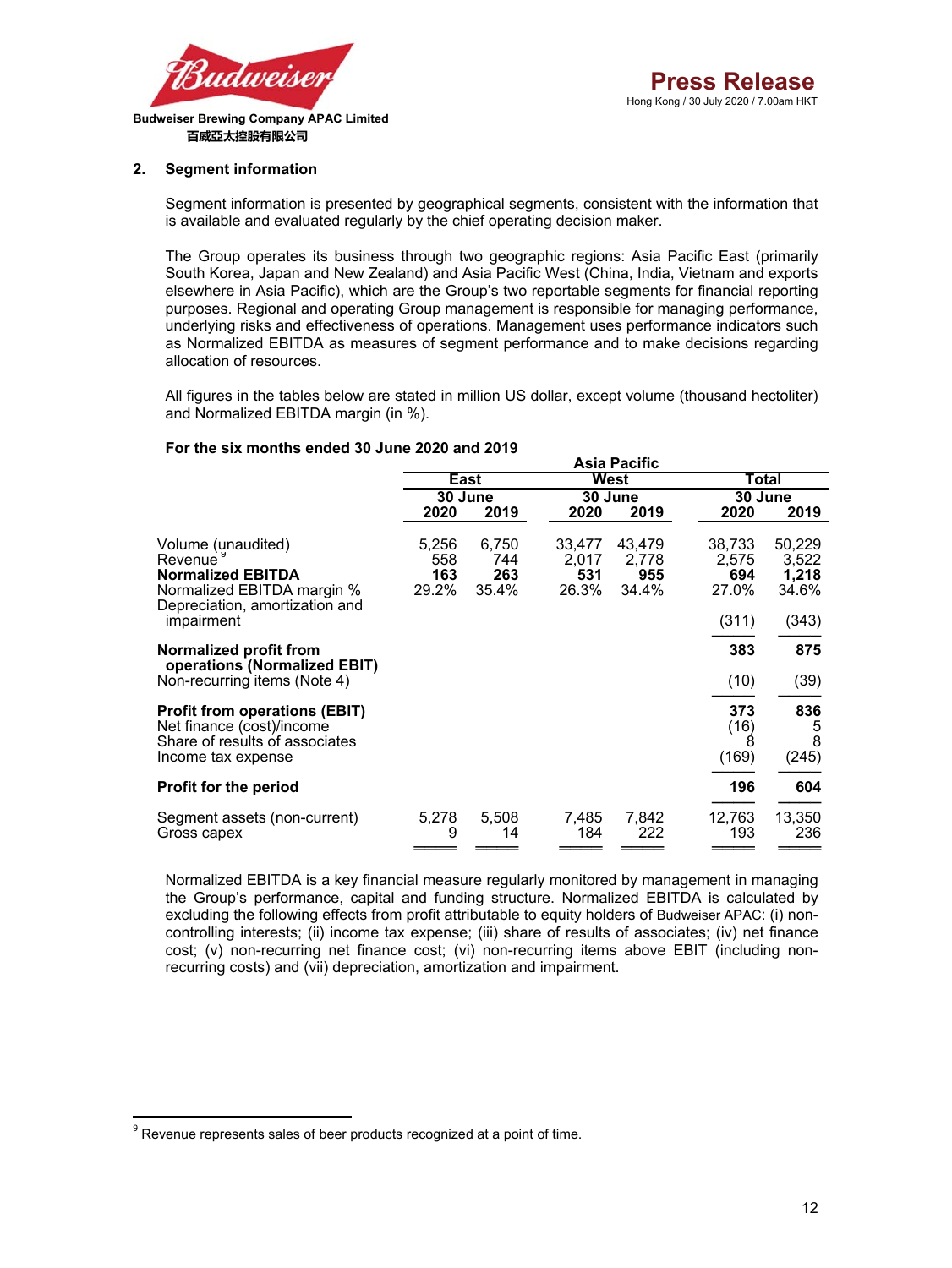## 2. Segment information

Segment information is presented by geographical segments, consistent with the information that is available and evaluated regularly by the chief operating decision maker.

The Group operates its business through two geographic regions: Asia Pacific East (primarily South Korea, Japan and New Zealand) and Asia Pacific West (China, India, Vietnam and exports elsewhere in Asia Pacific), which are the Group's two reportable segments for financial reporting purposes. Regional and operating Group management is responsible for managing performance, underlying risks and effectiveness of operations. Management uses performance indicators such as Normalized EBITDA as measures of segment performance and to make decisions regarding allocation of resources.

All figures in the tables below are stated in million US dollar, except volume (thousand hectoliter) and Normalized EBITDA margin (in %).

**For the six months ended 30 June 2020 and 2019**

| | Asia Pacific East | | Asia Pacific West | | Total | |
|---|---|---|---|---|---|---|
| | 30 June | | 30 June | | 30 June | |
| | 2020 | 2019 | 2020 | 2019 | 2020 | 2019 |
| Volume (unaudited) | 5,256 | 6,750 | 33,477 | 43,479 | 38,733 | 50,229 |
| Revenue[9] | 558 | 744 | 2,017 | 2,778 | 2,575 | 3,522 |
| **Normalized EBITDA** | **163** | **263** | **531** | **955** | **694** | **1,218** |
| Normalized EBITDA margin % | 29.2% | 35.4% | 26.3% | 34.4% | 27.0% | 34.6% |
| Depreciation, amortization and impairment | | | | | (311) | (343) |
| **Normalized profit from operations (Normalized EBIT)** | | | | | **383** | **875** |
| Non-recurring items (Note 4) | | | | | (10) | (39) |
| **Profit from operations (EBIT)** | | | | | **373** | **836** |
| Net finance (cost)/income | | | | | (16) | 5 |
| Share of results of associates | | | | | 8 | 8 |
| Income tax expense | | | | | (169) | (245) |
| **Profit for the period** | | | | | **196** | **604** |
| Segment assets (non-current) | 5,278 | 5,508 | 7,485 | 7,842 | 12,763 | 13,350 |
| Gross capex | 9 | 14 | 184 | 222 | 193 | 236 |

Normalized EBITDA is a key financial measure regularly monitored by management in managing the Group's performance, capital and funding structure. Normalized EBITDA is calculated by excluding the following effects from profit attributable to equity holders of Budweiser APAC: (i) non-controlling interests; (ii) income tax expense; (iii) share of results of associates; (iv) net finance cost; (v) non-recurring net finance cost; (vi) non-recurring items above EBIT (including non-recurring costs) and (vii) depreciation, amortization and impairment.

[9] Revenue represents sales of beer products recognized at a point of time.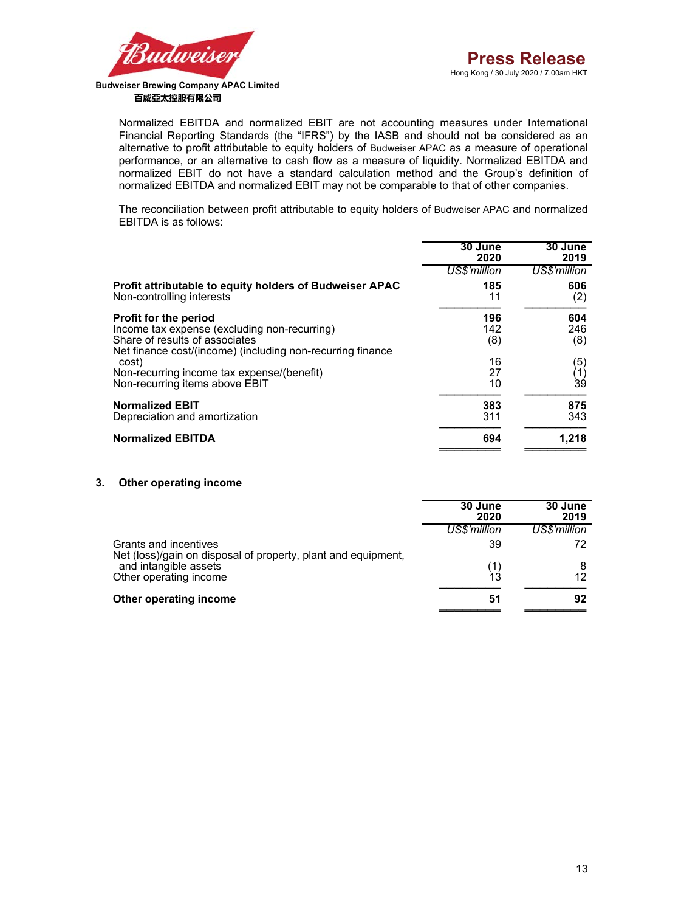Normalized EBITDA and normalized EBIT are not accounting measures under International Financial Reporting Standards (the "IFRS") by the IASB and should not be considered as an alternative to profit attributable to equity holders of Budweiser APAC as a measure of operational performance, or an alternative to cash flow as a measure of liquidity. Normalized EBITDA and normalized EBIT do not have a standard calculation method and the Group's definition of normalized EBITDA and normalized EBIT may not be comparable to that of other companies.

The reconciliation between profit attributable to equity holders of Budweiser APAC and normalized EBITDA is as follows:

| | 30 June 2020 | 30 June 2019 |
|---|---|---|
| | *US$'million* | *US$'million* |
| **Profit attributable to equity holders of Budweiser APAC** | **185** | **606** |
| Non-controlling interests | 11 | (2) |
| **Profit for the period** | **196** | **604** |
| Income tax expense (excluding non-recurring) | 142 | 246 |
| Share of results of associates | (8) | (8) |
| Net finance cost/(income) (including non-recurring finance cost) | 16 | (5) |
| Non-recurring income tax expense/(benefit) | 27 | (1) |
| Non-recurring items above EBIT | 10 | 39 |
| **Normalized EBIT** | **383** | **875** |
| Depreciation and amortization | 311 | 343 |
| **Normalized EBITDA** | **694** | **1,218** |

## 3. Other operating income

| | 30 June 2020 | 30 June 2019 |
|---|---|---|
| | *US$'million* | *US$'million* |
| Grants and incentives | 39 | 72 |
| Net (loss)/gain on disposal of property, plant and equipment, and intangible assets | (1) | 8 |
| Other operating income | 13 | 12 |
| **Other operating income** | **51** | **92** |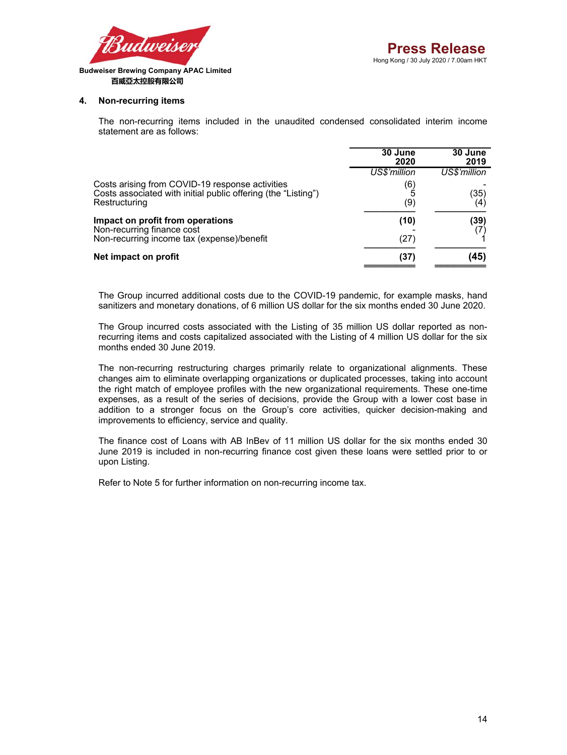## 4. Non-recurring items

The non-recurring items included in the unaudited condensed consolidated interim income statement are as follows:

| | 30 June 2020 | 30 June 2019 |
|---|---|---|
| | *US$'million* | *US$'million* |
| Costs arising from COVID-19 response activities | (6) | - |
| Costs associated with initial public offering (the "Listing") | 5 | (35) |
| Restructuring | (9) | (4) |
| **Impact on profit from operations** | **(10)** | **(39)** |
| Non-recurring finance cost | - | (7) |
| Non-recurring income tax (expense)/benefit | (27) | 1 |
| **Net impact on profit** | **(37)** | **(45)** |

The Group incurred additional costs due to the COVID-19 pandemic, for example masks, hand sanitizers and monetary donations, of 6 million US dollar for the six months ended 30 June 2020.

The Group incurred costs associated with the Listing of 35 million US dollar reported as non-recurring items and costs capitalized associated with the Listing of 4 million US dollar for the six months ended 30 June 2019.

The non-recurring restructuring charges primarily relate to organizational alignments. These changes aim to eliminate overlapping organizations or duplicated processes, taking into account the right match of employee profiles with the new organizational requirements. These one-time expenses, as a result of the series of decisions, provide the Group with a lower cost base in addition to a stronger focus on the Group's core activities, quicker decision-making and improvements to efficiency, service and quality.

The finance cost of Loans with AB InBev of 11 million US dollar for the six months ended 30 June 2019 is included in non-recurring finance cost given these loans were settled prior to or upon Listing.

Refer to Note 5 for further information on non-recurring income tax.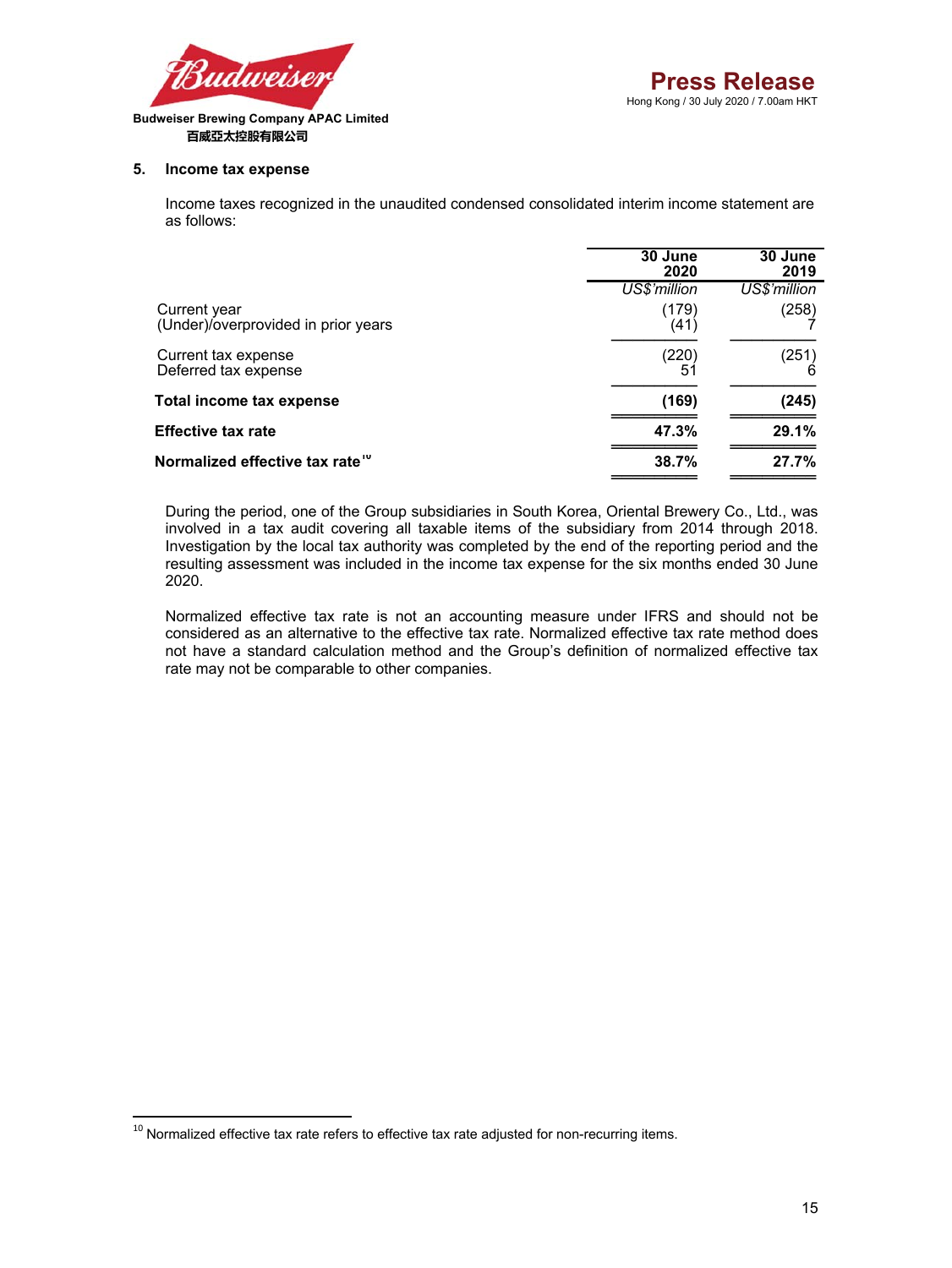## 5. Income tax expense

Income taxes recognized in the unaudited condensed consolidated interim income statement are as follows:

| | 30 June 2020 | 30 June 2019 |
|---|---|---|
| | *US$'million* | *US$'million* |
| Current year | (179) | (258) |
| (Under)/overprovided in prior years | (41) | 7 |
| Current tax expense | (220) | (251) |
| Deferred tax expense | 51 | 6 |
| **Total income tax expense** | **(169)** | **(245)** |
| **Effective tax rate** | **47.3%** | **29.1%** |
| **Normalized effective tax rate**[10] | **38.7%** | **27.7%** |

During the period, one of the Group subsidiaries in South Korea, Oriental Brewery Co., Ltd., was involved in a tax audit covering all taxable items of the subsidiary from 2014 through 2018. Investigation by the local tax authority was completed by the end of the reporting period and the resulting assessment was included in the income tax expense for the six months ended 30 June 2020.

Normalized effective tax rate is not an accounting measure under IFRS and should not be considered as an alternative to the effective tax rate. Normalized effective tax rate method does not have a standard calculation method and the Group's definition of normalized effective tax rate may not be comparable to other companies.

[10] Normalized effective tax rate refers to effective tax rate adjusted for non-recurring items.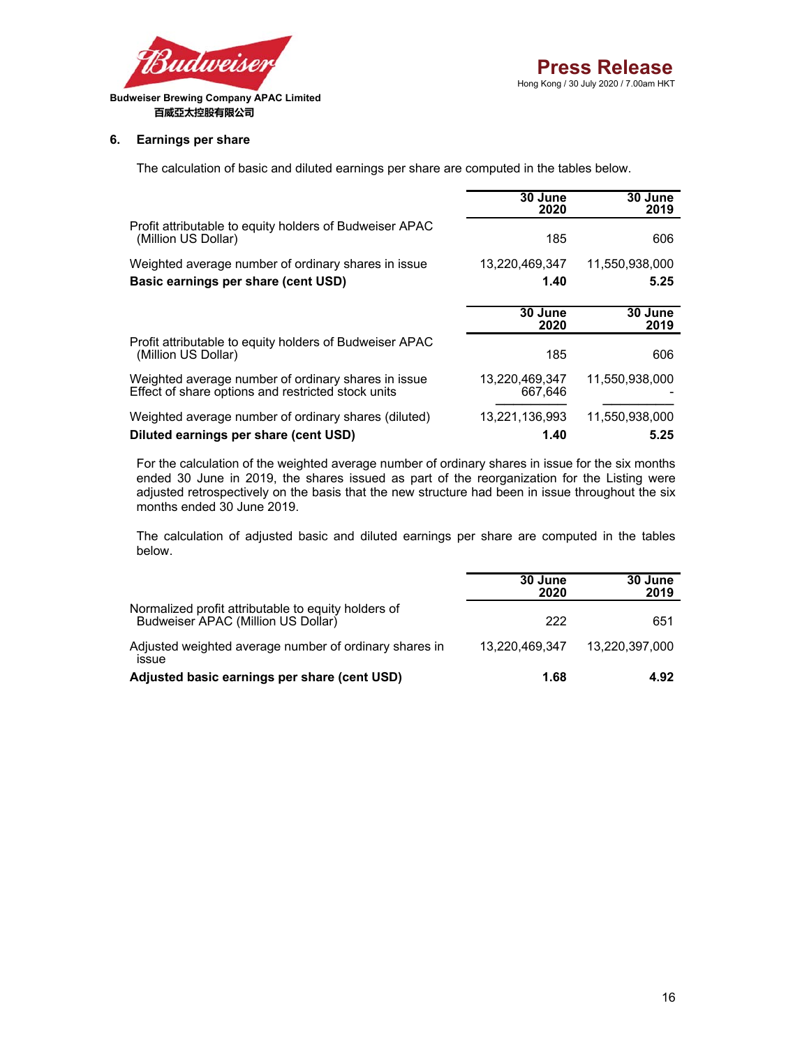## 6. Earnings per share

The calculation of basic and diluted earnings per share are computed in the tables below.

| | 30 June 2020 | 30 June 2019 |
|---|---|---|
| Profit attributable to equity holders of Budweiser APAC (Million US Dollar) | 185 | 606 |
| Weighted average number of ordinary shares in issue | 13,220,469,347 | 11,550,938,000 |
| **Basic earnings per share (cent USD)** | **1.40** | **5.25** |

| | 30 June 2020 | 30 June 2019 |
|---|---|---|
| Profit attributable to equity holders of Budweiser APAC (Million US Dollar) | 185 | 606 |
| Weighted average number of ordinary shares in issue | 13,220,469,347 | 11,550,938,000 |
| Effect of share options and restricted stock units | 667,646 | - |
| Weighted average number of ordinary shares (diluted) | 13,221,136,993 | 11,550,938,000 |
| **Diluted earnings per share (cent USD)** | **1.40** | **5.25** |

For the calculation of the weighted average number of ordinary shares in issue for the six months ended 30 June in 2019, the shares issued as part of the reorganization for the Listing were adjusted retrospectively on the basis that the new structure had been in issue throughout the six months ended 30 June 2019.

The calculation of adjusted basic and diluted earnings per share are computed in the tables below.

| | 30 June 2020 | 30 June 2019 |
|---|---|---|
| Normalized profit attributable to equity holders of Budweiser APAC (Million US Dollar) | 222 | 651 |
| Adjusted weighted average number of ordinary shares in issue | 13,220,469,347 | 13,220,397,000 |
| **Adjusted basic earnings per share (cent USD)** | **1.68** | **4.92** |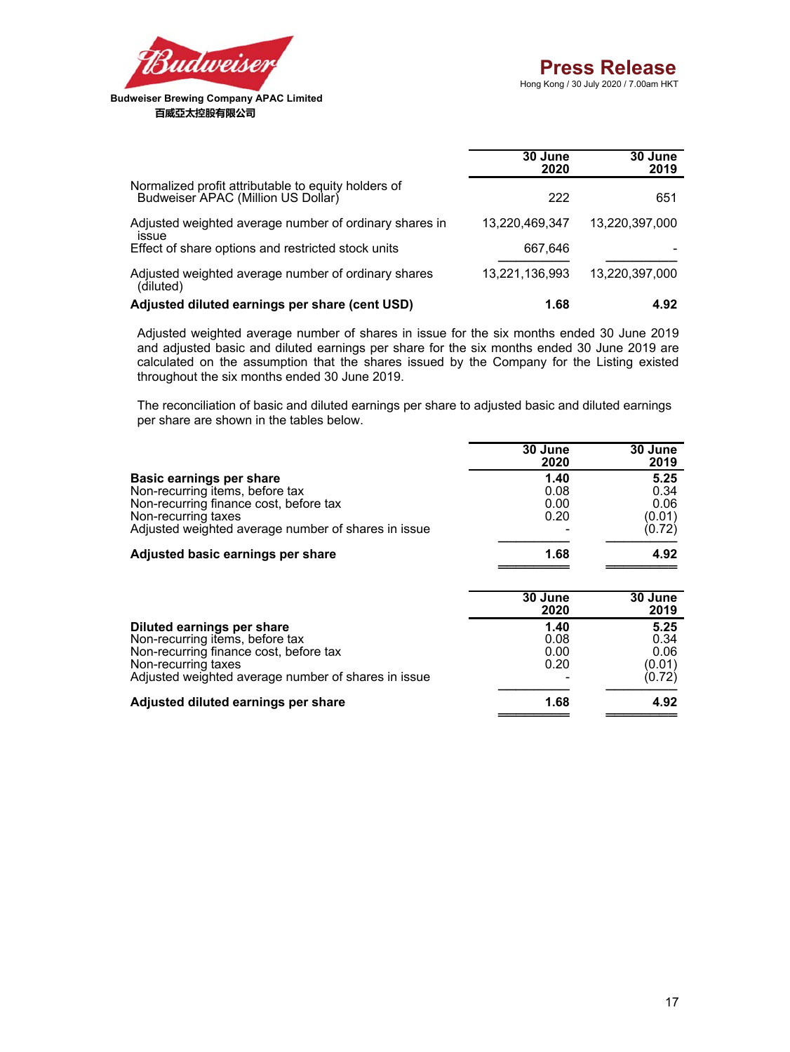| | 30 June 2020 | 30 June 2019 |
|---|---|---|
| Normalized profit attributable to equity holders of Budweiser APAC (Million US Dollar) | 222 | 651 |
| Adjusted weighted average number of ordinary shares in issue | 13,220,469,347 | 13,220,397,000 |
| Effect of share options and restricted stock units | 667,646 | - |
| Adjusted weighted average number of ordinary shares (diluted) | 13,221,136,993 | 13,220,397,000 |
| **Adjusted diluted earnings per share (cent USD)** | **1.68** | **4.92** |

Adjusted weighted average number of shares in issue for the six months ended 30 June 2019 and adjusted basic and diluted earnings per share for the six months ended 30 June 2019 are calculated on the assumption that the shares issued by the Company for the Listing existed throughout the six months ended 30 June 2019.

The reconciliation of basic and diluted earnings per share to adjusted basic and diluted earnings per share are shown in the tables below.

| | 30 June 2020 | 30 June 2019 |
|---|---|---|
| **Basic earnings per share** | **1.40** | **5.25** |
| Non-recurring items, before tax | 0.08 | 0.34 |
| Non-recurring finance cost, before tax | 0.00 | 0.06 |
| Non-recurring taxes | 0.20 | (0.01) |
| Adjusted weighted average number of shares in issue | - | (0.72) |
| **Adjusted basic earnings per share** | **1.68** | **4.92** |

| | 30 June 2020 | 30 June 2019 |
|---|---|---|
| **Diluted earnings per share** | **1.40** | **5.25** |
| Non-recurring items, before tax | 0.08 | 0.34 |
| Non-recurring finance cost, before tax | 0.00 | 0.06 |
| Non-recurring taxes | 0.20 | (0.01) |
| Adjusted weighted average number of shares in issue | - | (0.72) |
| **Adjusted diluted earnings per share** | **1.68** | **4.92** |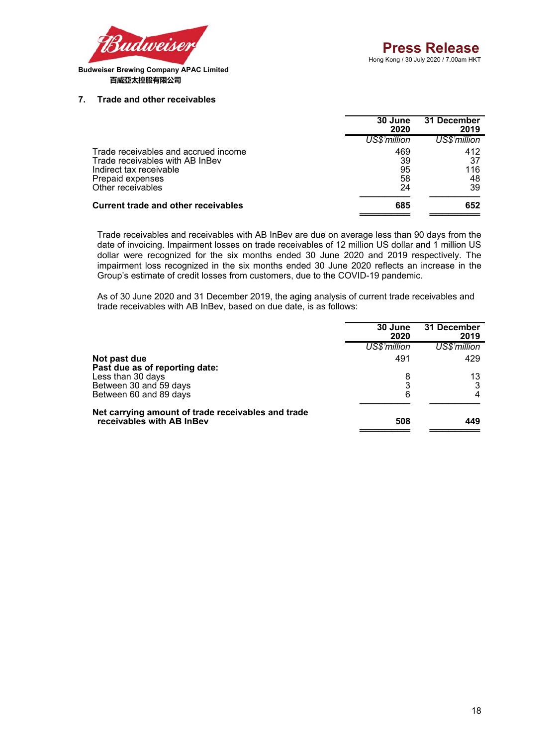## 7. Trade and other receivables

| | 30 June 2020 | 31 December 2019 |
|---|---|---|
| | *US$'million* | *US$'million* |
| Trade receivables and accrued income | 469 | 412 |
| Trade receivables with AB InBev | 39 | 37 |
| Indirect tax receivable | 95 | 116 |
| Prepaid expenses | 58 | 48 |
| Other receivables | 24 | 39 |
| **Current trade and other receivables** | **685** | **652** |

Trade receivables and receivables with AB InBev are due on average less than 90 days from the date of invoicing. Impairment losses on trade receivables of 12 million US dollar and 1 million US dollar were recognized for the six months ended 30 June 2020 and 2019 respectively. The impairment loss recognized in the six months ended 30 June 2020 reflects an increase in the Group's estimate of credit losses from customers, due to the COVID-19 pandemic.

As of 30 June 2020 and 31 December 2019, the aging analysis of current trade receivables and trade receivables with AB InBev, based on due date, is as follows:

| | 30 June 2020 | 31 December 2019 |
|---|---|---|
| | *US$'million* | *US$'million* |
| **Not past due** | 491 | 429 |
| **Past due as of reporting date:** | | |
| Less than 30 days | 8 | 13 |
| Between 30 and 59 days | 3 | 3 |
| Between 60 and 89 days | 6 | 4 |
| **Net carrying amount of trade receivables and trade receivables with AB InBev** | **508** | **449** |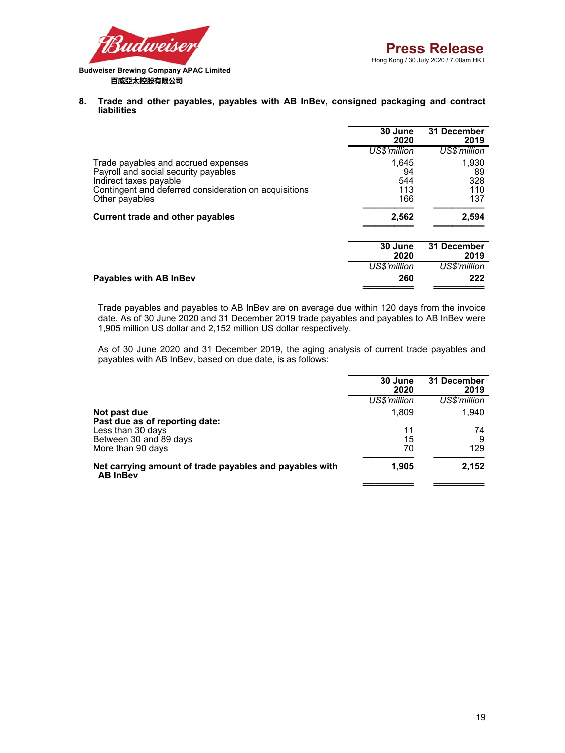## 8. Trade and other payables, payables with AB InBev, consigned packaging and contract liabilities

| | 30 June 2020 | 31 December 2019 |
|---|---|---|
| | *US$'million* | *US$'million* |
| Trade payables and accrued expenses | 1,645 | 1,930 |
| Payroll and social security payables | 94 | 89 |
| Indirect taxes payable | 544 | 328 |
| Contingent and deferred consideration on acquisitions | 113 | 110 |
| Other payables | 166 | 137 |
| **Current trade and other payables** | **2,562** | **2,594** |

| | 30 June 2020 | 31 December 2019 |
|---|---|---|
| | *US$'million* | *US$'million* |
| **Payables with AB InBev** | **260** | **222** |

Trade payables and payables to AB InBev are on average due within 120 days from the invoice date. As of 30 June 2020 and 31 December 2019 trade payables and payables to AB InBev were 1,905 million US dollar and 2,152 million US dollar respectively.

As of 30 June 2020 and 31 December 2019, the aging analysis of current trade payables and payables with AB InBev, based on due date, is as follows:

| | 30 June 2020 | 31 December 2019 |
|---|---|---|
| | *US$'million* | *US$'million* |
| **Not past due** | 1,809 | 1,940 |
| **Past due as of reporting date:** | | |
| Less than 30 days | 11 | 74 |
| Between 30 and 89 days | 15 | 9 |
| More than 90 days | 70 | 129 |
| **Net carrying amount of trade payables and payables with AB InBev** | **1,905** | **2,152** |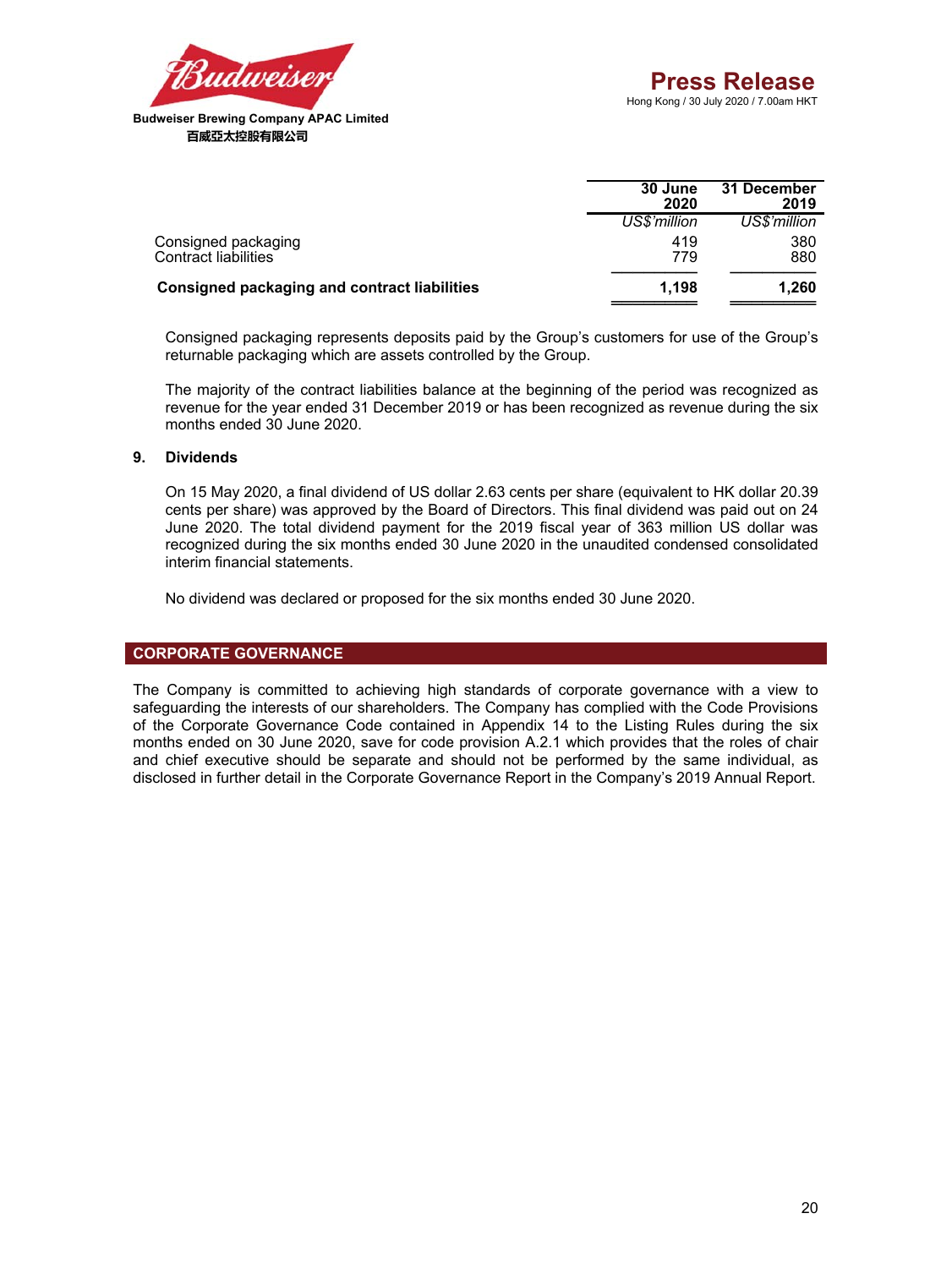| | 30 June 2020 | 31 December 2019 |
|---|---|---|
| | *US$'million* | *US$'million* |
| Consigned packaging | 419 | 380 |
| Contract liabilities | 779 | 880 |
| **Consigned packaging and contract liabilities** | **1,198** | **1,260** |

Consigned packaging represents deposits paid by the Group's customers for use of the Group's returnable packaging which are assets controlled by the Group.

The majority of the contract liabilities balance at the beginning of the period was recognized as revenue for the year ended 31 December 2019 or has been recognized as revenue during the six months ended 30 June 2020.

**9. Dividends**

On 15 May 2020, a final dividend of US dollar 2.63 cents per share (equivalent to HK dollar 20.39 cents per share) was approved by the Board of Directors. This final dividend was paid out on 24 June 2020. The total dividend payment for the 2019 fiscal year of 363 million US dollar was recognized during the six months ended 30 June 2020 in the unaudited condensed consolidated interim financial statements.

No dividend was declared or proposed for the six months ended 30 June 2020.

## CORPORATE GOVERNANCE

The Company is committed to achieving high standards of corporate governance with a view to safeguarding the interests of our shareholders. The Company has complied with the Code Provisions of the Corporate Governance Code contained in Appendix 14 to the Listing Rules during the six months ended on 30 June 2020, save for code provision A.2.1 which provides that the roles of chair and chief executive should be separate and should not be performed by the same individual, as disclosed in further detail in the Corporate Governance Report in the Company's 2019 Annual Report.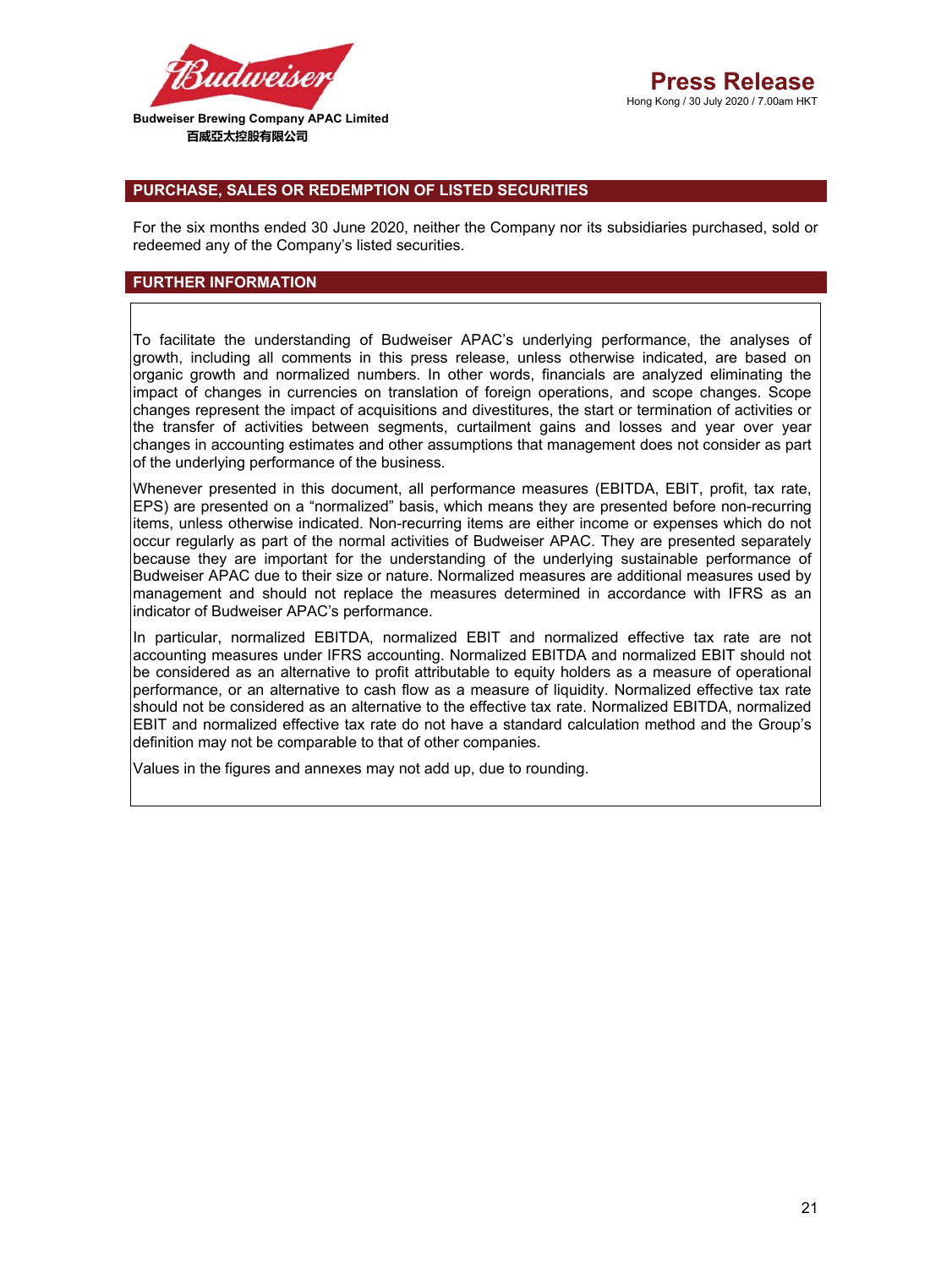## PURCHASE, SALES OR REDEMPTION OF LISTED SECURITIES

For the six months ended 30 June 2020, neither the Company nor its subsidiaries purchased, sold or redeemed any of the Company's listed securities.

## FURTHER INFORMATION

To facilitate the understanding of Budweiser APAC's underlying performance, the analyses of growth, including all comments in this press release, unless otherwise indicated, are based on organic growth and normalized numbers. In other words, financials are analyzed eliminating the impact of changes in currencies on translation of foreign operations, and scope changes. Scope changes represent the impact of acquisitions and divestitures, the start or termination of activities or the transfer of activities between segments, curtailment gains and losses and year over year changes in accounting estimates and other assumptions that management does not consider as part of the underlying performance of the business.

Whenever presented in this document, all performance measures (EBITDA, EBIT, profit, tax rate, EPS) are presented on a "normalized" basis, which means they are presented before non-recurring items, unless otherwise indicated. Non-recurring items are either income or expenses which do not occur regularly as part of the normal activities of Budweiser APAC. They are presented separately because they are important for the understanding of the underlying sustainable performance of Budweiser APAC due to their size or nature. Normalized measures are additional measures used by management and should not replace the measures determined in accordance with IFRS as an indicator of Budweiser APAC's performance.

In particular, normalized EBITDA, normalized EBIT and normalized effective tax rate are not accounting measures under IFRS accounting. Normalized EBITDA and normalized EBIT should not be considered as an alternative to profit attributable to equity holders as a measure of operational performance, or an alternative to cash flow as a measure of liquidity. Normalized effective tax rate should not be considered as an alternative to the effective tax rate. Normalized EBITDA, normalized EBIT and normalized effective tax rate do not have a standard calculation method and the Group's definition may not be comparable to that of other companies.

Values in the figures and annexes may not add up, due to rounding.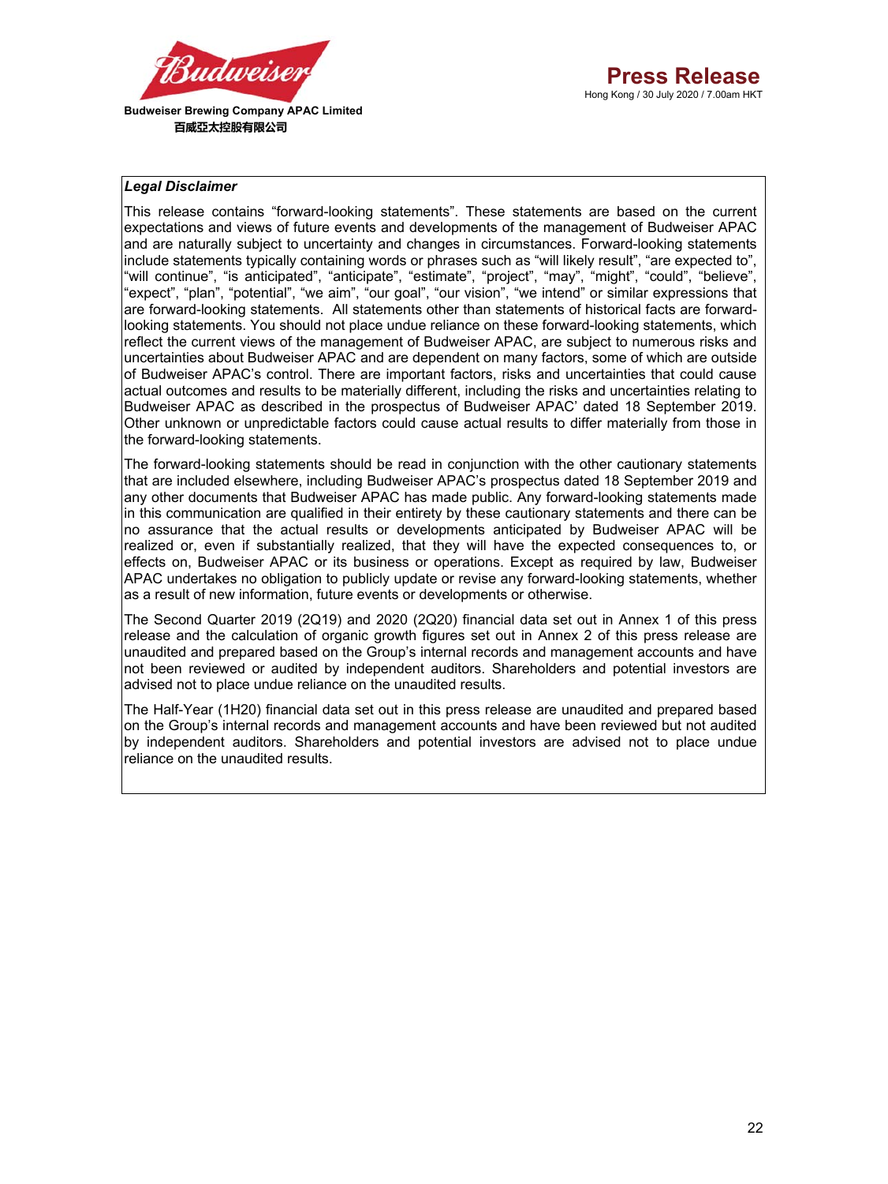**Budweiser Brewing Company APAC Limited**
**百威亞太控股有限公司**

**Press Release**
Hong Kong / 30 July 2020 / 7.00am HKT

***Legal Disclaimer***

This release contains "forward-looking statements". These statements are based on the current expectations and views of future events and developments of the management of Budweiser APAC and are naturally subject to uncertainty and changes in circumstances. Forward-looking statements include statements typically containing words or phrases such as "will likely result", "are expected to", "will continue", "is anticipated", "anticipate", "estimate", "project", "may", "might", "could", "believe", "expect", "plan", "potential", "we aim", "our goal", "our vision", "we intend" or similar expressions that are forward-looking statements. All statements other than statements of historical facts are forward-looking statements. You should not place undue reliance on these forward-looking statements, which reflect the current views of the management of Budweiser APAC, are subject to numerous risks and uncertainties about Budweiser APAC and are dependent on many factors, some of which are outside of Budweiser APAC's control. There are important factors, risks and uncertainties that could cause actual outcomes and results to be materially different, including the risks and uncertainties relating to Budweiser APAC as described in the prospectus of Budweiser APAC' dated 18 September 2019. Other unknown or unpredictable factors could cause actual results to differ materially from those in the forward-looking statements.

The forward-looking statements should be read in conjunction with the other cautionary statements that are included elsewhere, including Budweiser APAC's prospectus dated 18 September 2019 and any other documents that Budweiser APAC has made public. Any forward-looking statements made in this communication are qualified in their entirety by these cautionary statements and there can be no assurance that the actual results or developments anticipated by Budweiser APAC will be realized or, even if substantially realized, that they will have the expected consequences to, or effects on, Budweiser APAC or its business or operations. Except as required by law, Budweiser APAC undertakes no obligation to publicly update or revise any forward-looking statements, whether as a result of new information, future events or developments or otherwise.

The Second Quarter 2019 (2Q19) and 2020 (2Q20) financial data set out in Annex 1 of this press release and the calculation of organic growth figures set out in Annex 2 of this press release are unaudited and prepared based on the Group's internal records and management accounts and have not been reviewed or audited by independent auditors. Shareholders and potential investors are advised not to place undue reliance on the unaudited results.

The Half-Year (1H20) financial data set out in this press release are unaudited and prepared based on the Group's internal records and management accounts and have been reviewed but not audited by independent auditors. Shareholders and potential investors are advised not to place undue reliance on the unaudited results.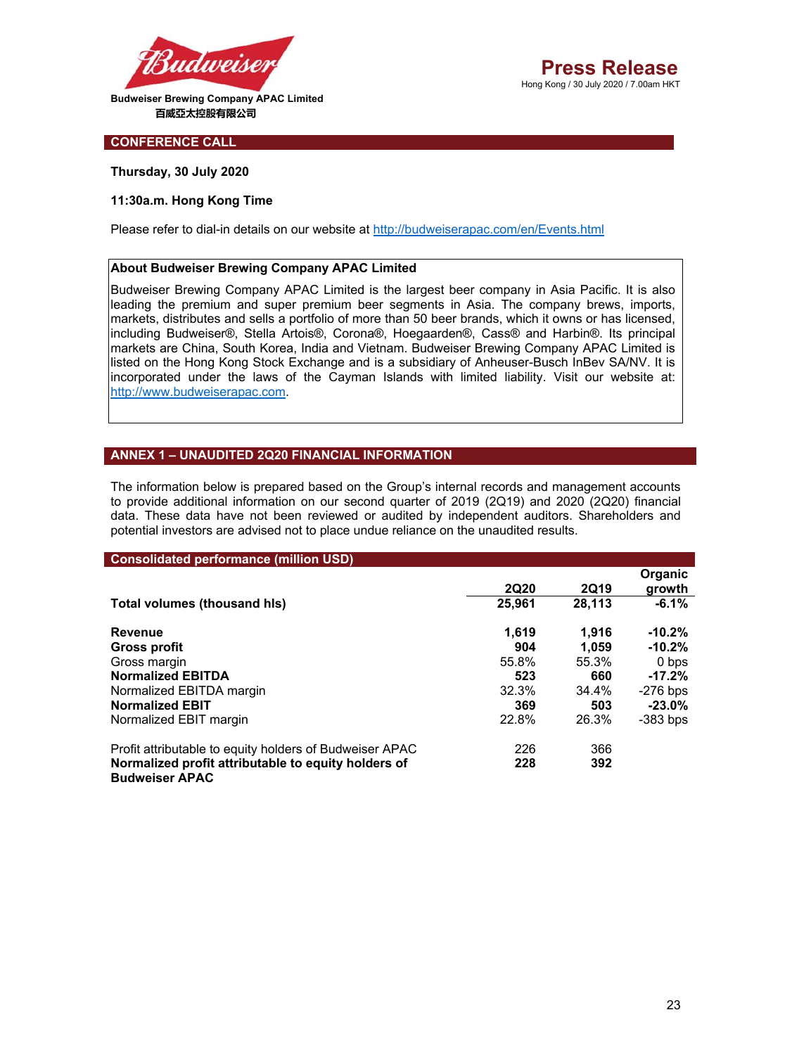**Budweiser Brewing Company APAC Limited**
**百威亞太控股有限公司**

## Press Release

Hong Kong / 30 July 2020 / 7.00am HKT

## CONFERENCE CALL

**Thursday, 30 July 2020**

**11:30a.m. Hong Kong Time**

Please refer to dial-in details on our website at http://budweiserapac.com/en/Events.html

**About Budweiser Brewing Company APAC Limited**

Budweiser Brewing Company APAC Limited is the largest beer company in Asia Pacific. It is also leading the premium and super premium beer segments in Asia. The company brews, imports, markets, distributes and sells a portfolio of more than 50 beer brands, which it owns or has licensed, including Budweiser®, Stella Artois®, Corona®, Hoegaarden®, Cass® and Harbin®. Its principal markets are China, South Korea, India and Vietnam. Budweiser Brewing Company APAC Limited is listed on the Hong Kong Stock Exchange and is a subsidiary of Anheuser-Busch InBev SA/NV. It is incorporated under the laws of the Cayman Islands with limited liability. Visit our website at: http://www.budweiserapac.com.

## ANNEX 1 – UNAUDITED 2Q20 FINANCIAL INFORMATION

The information below is prepared based on the Group's internal records and management accounts to provide additional information on our second quarter of 2019 (2Q19) and 2020 (2Q20) financial data. These data have not been reviewed or audited by independent auditors. Shareholders and potential investors are advised not to place undue reliance on the unaudited results.

**Consolidated performance (million USD)**

| | 2Q20 | 2Q19 | Organic growth |
|---|---|---|---|
| **Total volumes (thousand hls)** | **25,961** | **28,113** | **-6.1%** |
| **Revenue** | **1,619** | **1,916** | **-10.2%** |
| **Gross profit** | **904** | **1,059** | **-10.2%** |
| Gross margin | 55.8% | 55.3% | 0 bps |
| **Normalized EBITDA** | **523** | **660** | **-17.2%** |
| Normalized EBITDA margin | 32.3% | 34.4% | -276 bps |
| **Normalized EBIT** | **369** | **503** | **-23.0%** |
| Normalized EBIT margin | 22.8% | 26.3% | -383 bps |
| Profit attributable to equity holders of Budweiser APAC | 226 | 366 | |
| **Normalized profit attributable to equity holders of Budweiser APAC** | **228** | **392** | |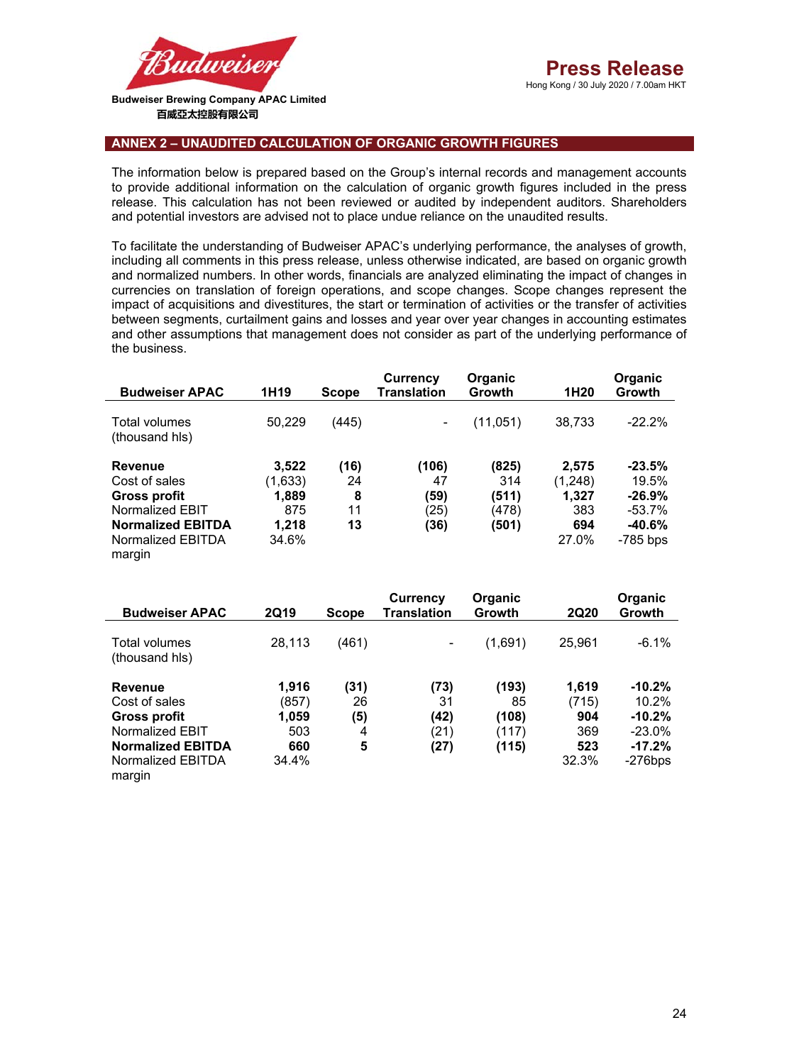## ANNEX 2 – UNAUDITED CALCULATION OF ORGANIC GROWTH FIGURES

The information below is prepared based on the Group's internal records and management accounts to provide additional information on the calculation of organic growth figures included in the press release. This calculation has not been reviewed or audited by independent auditors. Shareholders and potential investors are advised not to place undue reliance on the unaudited results.

To facilitate the understanding of Budweiser APAC's underlying performance, the analyses of growth, including all comments in this press release, unless otherwise indicated, are based on organic growth and normalized numbers. In other words, financials are analyzed eliminating the impact of changes in currencies on translation of foreign operations, and scope changes. Scope changes represent the impact of acquisitions and divestitures, the start or termination of activities or the transfer of activities between segments, curtailment gains and losses and year over year changes in accounting estimates and other assumptions that management does not consider as part of the underlying performance of the business.

| Budweiser APAC | 1H19 | Scope | Currency Translation | Organic Growth | 1H20 | Organic Growth |
|---|---|---|---|---|---|---|
| Total volumes (thousand hls) | 50,229 | (445) | - | (11,051) | 38,733 | -22.2% |
| **Revenue** | **3,522** | **(16)** | **(106)** | **(825)** | **2,575** | **-23.5%** |
| Cost of sales | (1,633) | 24 | 47 | 314 | (1,248) | 19.5% |
| **Gross profit** | **1,889** | **8** | **(59)** | **(511)** | **1,327** | **-26.9%** |
| Normalized EBIT | 875 | 11 | (25) | (478) | 383 | -53.7% |
| **Normalized EBITDA** | **1,218** | **13** | **(36)** | **(501)** | **694** | **-40.6%** |
| Normalized EBITDA margin | 34.6% | | | | 27.0% | -785 bps |

| Budweiser APAC | 2Q19 | Scope | Currency Translation | Organic Growth | 2Q20 | Organic Growth |
|---|---|---|---|---|---|---|
| Total volumes (thousand hls) | 28,113 | (461) | - | (1,691) | 25,961 | -6.1% |
| **Revenue** | **1,916** | **(31)** | **(73)** | **(193)** | **1,619** | **-10.2%** |
| Cost of sales | (857) | 26 | 31 | 85 | (715) | 10.2% |
| **Gross profit** | **1,059** | **(5)** | **(42)** | **(108)** | **904** | **-10.2%** |
| Normalized EBIT | 503 | 4 | (21) | (117) | 369 | -23.0% |
| **Normalized EBITDA** | **660** | **5** | **(27)** | **(115)** | **523** | **-17.2%** |
| Normalized EBITDA margin | 34.4% | | | | 32.3% | -276bps |